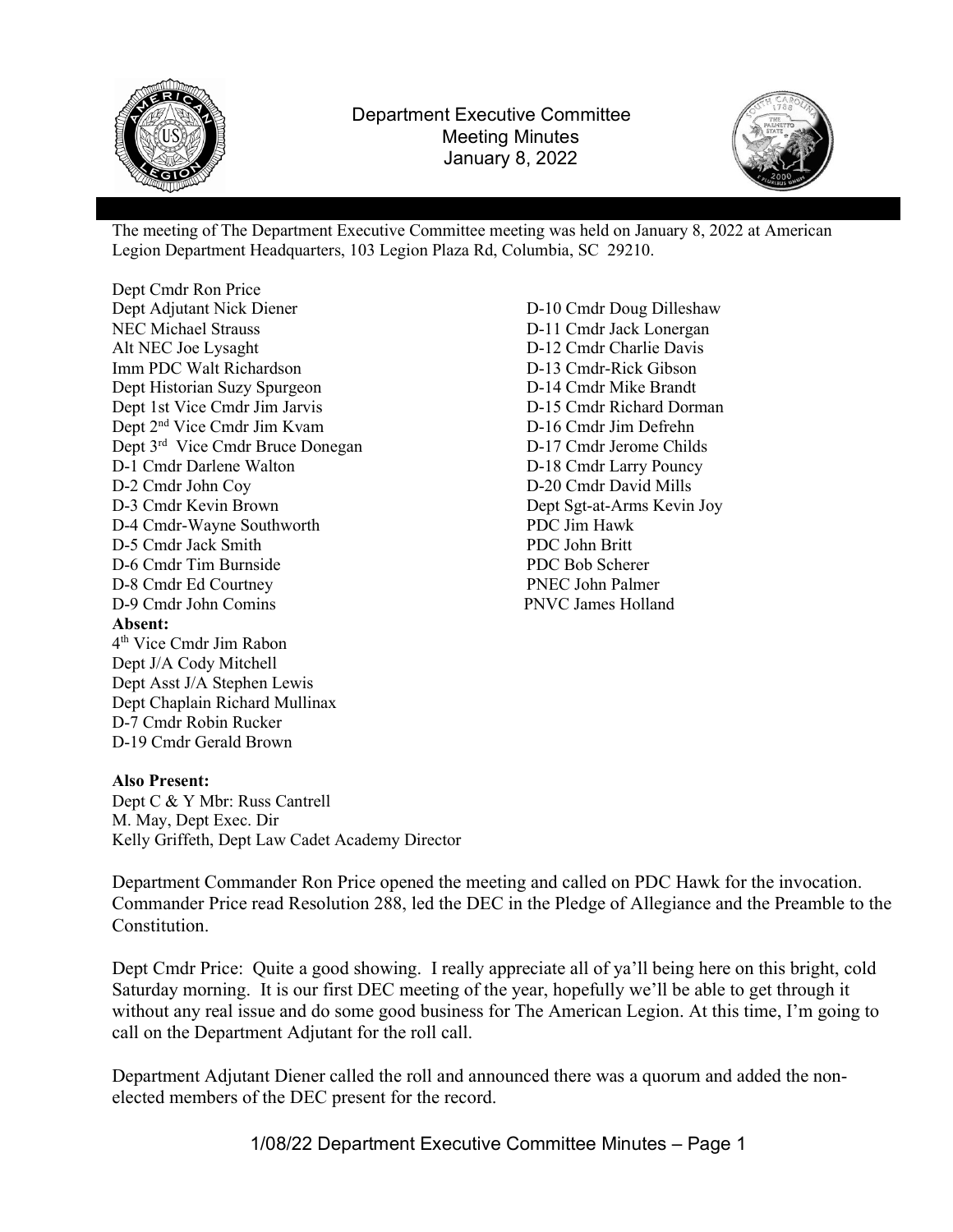# Department Executive Committee
## Meeting Minutes
### January 8, 2022

The meeting of The Department Executive Committee meeting was held on January 8, 2022 at American Legion Department Headquarters, 103 Legion Plaza Rd, Columbia, SC 29210.

Dept Cmdr Ron Price
Dept Adjutant Nick Diener
NEC Michael Strauss
Alt NEC Joe Lysaght
Imm PDC Walt Richardson
Dept Historian Suzy Spurgeon
Dept 1st Vice Cmdr Jim Jarvis
Dept 2nd Vice Cmdr Jim Kvam
Dept 3rd Vice Cmdr Bruce Donegan
D-1 Cmdr Darlene Walton
D-2 Cmdr John Coy
D-3 Cmdr Kevin Brown
D-4 Cmdr-Wayne Southworth
D-5 Cmdr Jack Smith
D-6 Cmdr Tim Burnside
D-8 Cmdr Ed Courtney
D-9 Cmdr John Comins
D-10 Cmdr Doug Dilleshaw
D-11 Cmdr Jack Lonergan
D-12 Cmdr Charlie Davis
D-13 Cmdr-Rick Gibson
D-14 Cmdr Mike Brandt
D-15 Cmdr Richard Dorman
D-16 Cmdr Jim Defrehn
D-17 Cmdr Jerome Childs
D-18 Cmdr Larry Pouncy
D-20 Cmdr David Mills
Dept Sgt-at-Arms Kevin Joy
PDC Jim Hawk
PDC John Britt
PDC Bob Scherer
PNEC John Palmer
PNVC James Holland

**Absent:**
4th Vice Cmdr Jim Rabon
Dept J/A Cody Mitchell
Dept Asst J/A Stephen Lewis
Dept Chaplain Richard Mullinax
D-7 Cmdr Robin Rucker
D-19 Cmdr Gerald Brown

**Also Present:**
Dept C & Y Mbr: Russ Cantrell
M. May, Dept Exec. Dir
Kelly Griffeth, Dept Law Cadet Academy Director

Department Commander Ron Price opened the meeting and called on PDC Hawk for the invocation. Commander Price read Resolution 288, led the DEC in the Pledge of Allegiance and the Preamble to the Constitution.

Dept Cmdr Price: Quite a good showing. I really appreciate all of ya'll being here on this bright, cold Saturday morning. It is our first DEC meeting of the year, hopefully we'll be able to get through it without any real issue and do some good business for The American Legion. At this time, I'm going to call on the Department Adjutant for the roll call.

Department Adjutant Diener called the roll and announced there was a quorum and added the non-elected members of the DEC present for the record.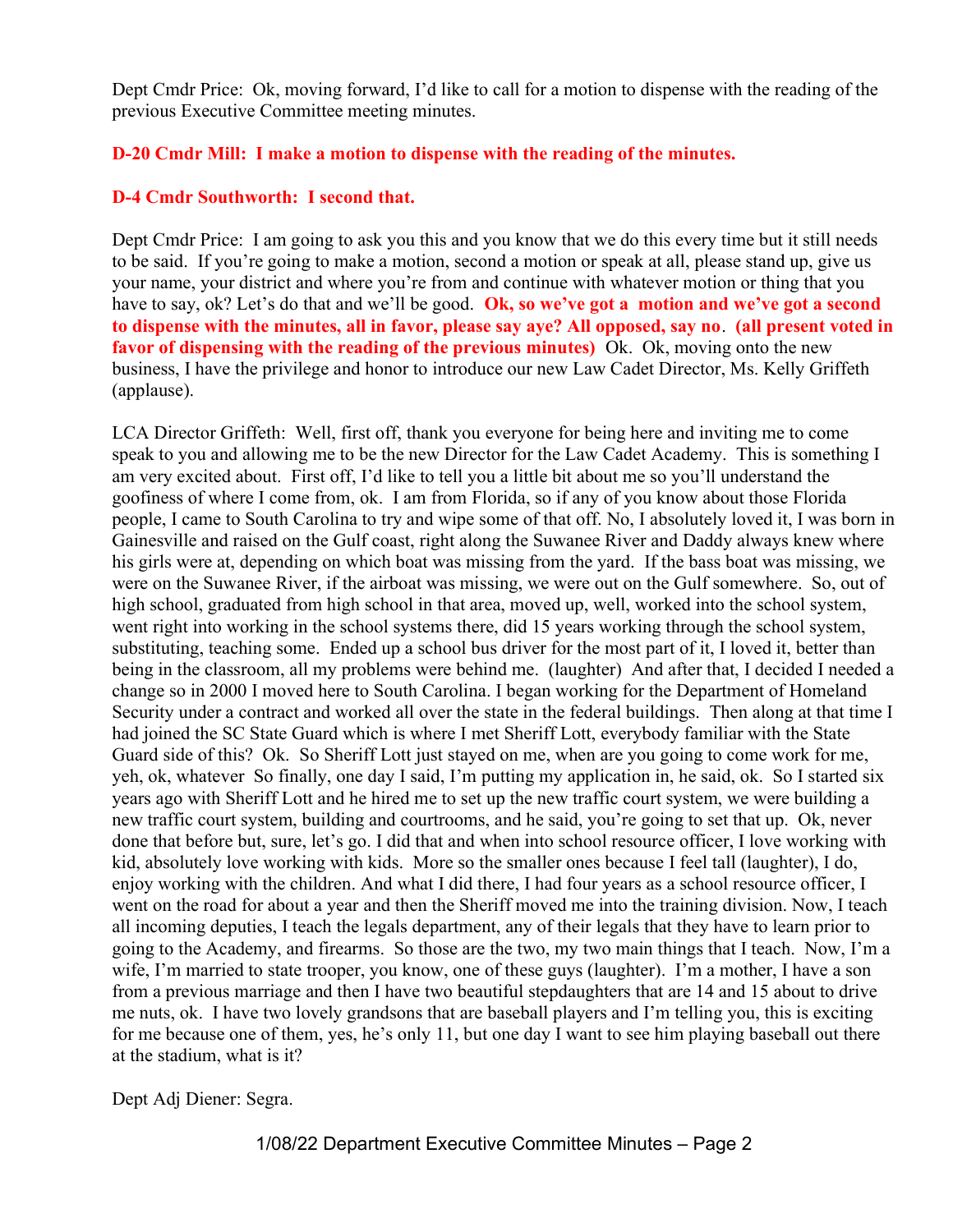Dept Cmdr Price: Ok, moving forward, I'd like to call for a motion to dispense with the reading of the previous Executive Committee meeting minutes.

**D-20 Cmdr Mill: I make a motion to dispense with the reading of the minutes.**

**D-4 Cmdr Southworth: I second that.**

Dept Cmdr Price: I am going to ask you this and you know that we do this every time but it still needs to be said. If you're going to make a motion, second a motion or speak at all, please stand up, give us your name, your district and where you're from and continue with whatever motion or thing that you have to say, ok? Let's do that and we'll be good. **Ok, so we've got a motion and we've got a second to dispense with the minutes, all in favor, please say aye? All opposed, say no. (all present voted in favor of dispensing with the reading of the previous minutes)** Ok. Ok, moving onto the new business, I have the privilege and honor to introduce our new Law Cadet Director, Ms. Kelly Griffeth (applause).

LCA Director Griffeth: Well, first off, thank you everyone for being here and inviting me to come speak to you and allowing me to be the new Director for the Law Cadet Academy. This is something I am very excited about. First off, I'd like to tell you a little bit about me so you'll understand the goofiness of where I come from, ok. I am from Florida, so if any of you know about those Florida people, I came to South Carolina to try and wipe some of that off. No, I absolutely loved it, I was born in Gainesville and raised on the Gulf coast, right along the Suwanee River and Daddy always knew where his girls were at, depending on which boat was missing from the yard. If the bass boat was missing, we were on the Suwanee River, if the airboat was missing, we were out on the Gulf somewhere. So, out of high school, graduated from high school in that area, moved up, well, worked into the school system, went right into working in the school systems there, did 15 years working through the school system, substituting, teaching some. Ended up a school bus driver for the most part of it, I loved it, better than being in the classroom, all my problems were behind me. (laughter) And after that, I decided I needed a change so in 2000 I moved here to South Carolina. I began working for the Department of Homeland Security under a contract and worked all over the state in the federal buildings. Then along at that time I had joined the SC State Guard which is where I met Sheriff Lott, everybody familiar with the State Guard side of this? Ok. So Sheriff Lott just stayed on me, when are you going to come work for me, yeh, ok, whatever So finally, one day I said, I'm putting my application in, he said, ok. So I started six years ago with Sheriff Lott and he hired me to set up the new traffic court system, we were building a new traffic court system, building and courtrooms, and he said, you're going to set that up. Ok, never done that before but, sure, let's go. I did that and when into school resource officer, I love working with kid, absolutely love working with kids. More so the smaller ones because I feel tall (laughter), I do, enjoy working with the children. And what I did there, I had four years as a school resource officer, I went on the road for about a year and then the Sheriff moved me into the training division. Now, I teach all incoming deputies, I teach the legals department, any of their legals that they have to learn prior to going to the Academy, and firearms. So those are the two, my two main things that I teach. Now, I'm a wife, I'm married to state trooper, you know, one of these guys (laughter). I'm a mother, I have a son from a previous marriage and then I have two beautiful stepdaughters that are 14 and 15 about to drive me nuts, ok. I have two lovely grandsons that are baseball players and I'm telling you, this is exciting for me because one of them, yes, he's only 11, but one day I want to see him playing baseball out there at the stadium, what is it?

Dept Adj Diener: Segra.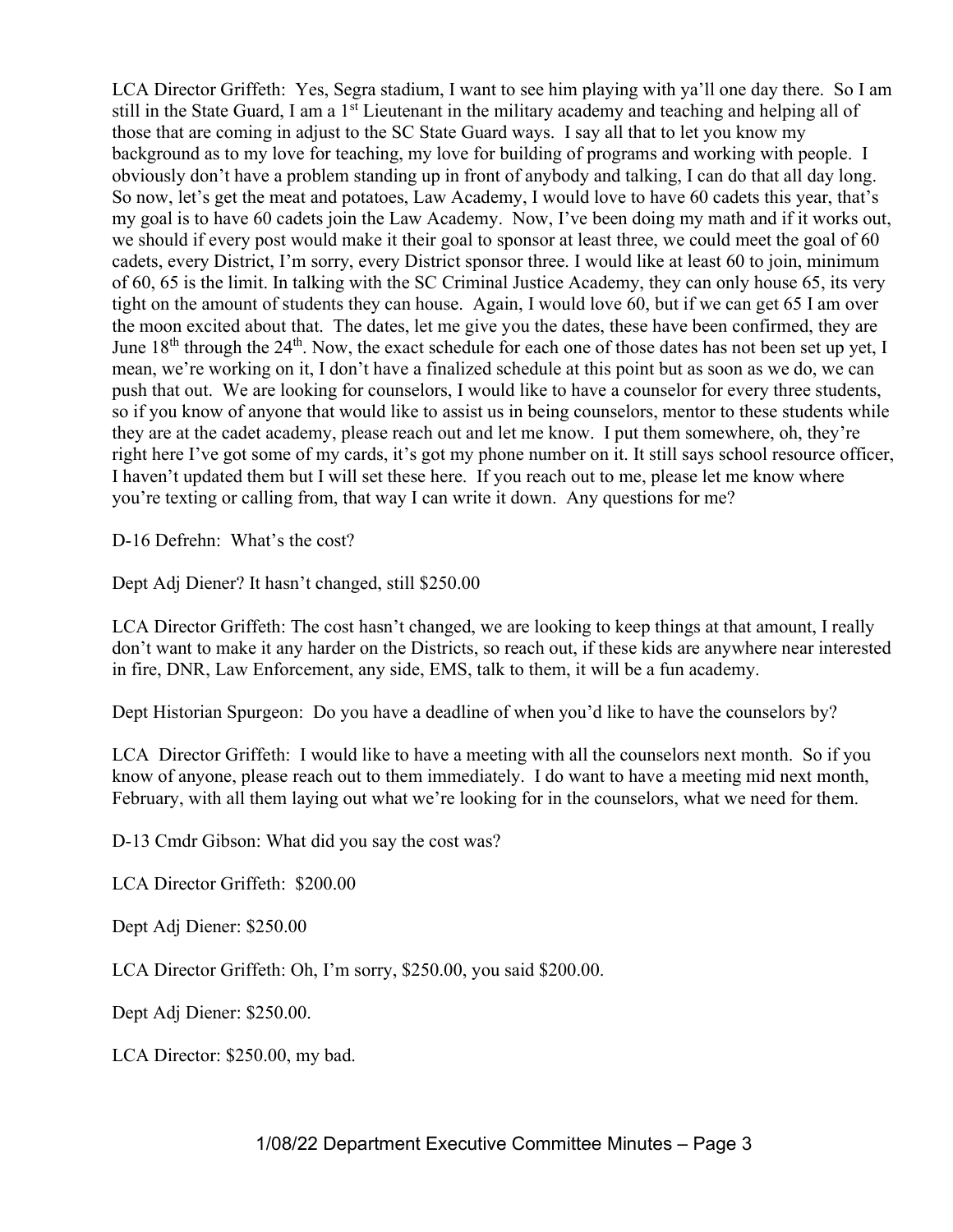LCA Director Griffeth: Yes, Segra stadium, I want to see him playing with ya'll one day there. So I am still in the State Guard, I am a 1st Lieutenant in the military academy and teaching and helping all of those that are coming in adjust to the SC State Guard ways. I say all that to let you know my background as to my love for teaching, my love for building of programs and working with people. I obviously don't have a problem standing up in front of anybody and talking, I can do that all day long. So now, let's get the meat and potatoes, Law Academy, I would love to have 60 cadets this year, that's my goal is to have 60 cadets join the Law Academy. Now, I've been doing my math and if it works out, we should if every post would make it their goal to sponsor at least three, we could meet the goal of 60 cadets, every District, I'm sorry, every District sponsor three. I would like at least 60 to join, minimum of 60, 65 is the limit. In talking with the SC Criminal Justice Academy, they can only house 65, its very tight on the amount of students they can house. Again, I would love 60, but if we can get 65 I am over the moon excited about that. The dates, let me give you the dates, these have been confirmed, they are June 18th through the 24th. Now, the exact schedule for each one of those dates has not been set up yet, I mean, we're working on it, I don't have a finalized schedule at this point but as soon as we do, we can push that out. We are looking for counselors, I would like to have a counselor for every three students, so if you know of anyone that would like to assist us in being counselors, mentor to these students while they are at the cadet academy, please reach out and let me know. I put them somewhere, oh, they're right here I've got some of my cards, it's got my phone number on it. It still says school resource officer, I haven't updated them but I will set these here. If you reach out to me, please let me know where you're texting or calling from, that way I can write it down. Any questions for me?

D-16 Defrehn: What's the cost?

Dept Adj Diener? It hasn't changed, still $250.00

LCA Director Griffeth: The cost hasn't changed, we are looking to keep things at that amount, I really don't want to make it any harder on the Districts, so reach out, if these kids are anywhere near interested in fire, DNR, Law Enforcement, any side, EMS, talk to them, it will be a fun academy.

Dept Historian Spurgeon: Do you have a deadline of when you'd like to have the counselors by?

LCA Director Griffeth: I would like to have a meeting with all the counselors next month. So if you know of anyone, please reach out to them immediately. I do want to have a meeting mid next month, February, with all them laying out what we're looking for in the counselors, what we need for them.

D-13 Cmdr Gibson: What did you say the cost was?

LCA Director Griffeth: $200.00

Dept Adj Diener: $250.00

LCA Director Griffeth: Oh, I'm sorry, $250.00, you said $200.00.

Dept Adj Diener: $250.00.

LCA Director: $250.00, my bad.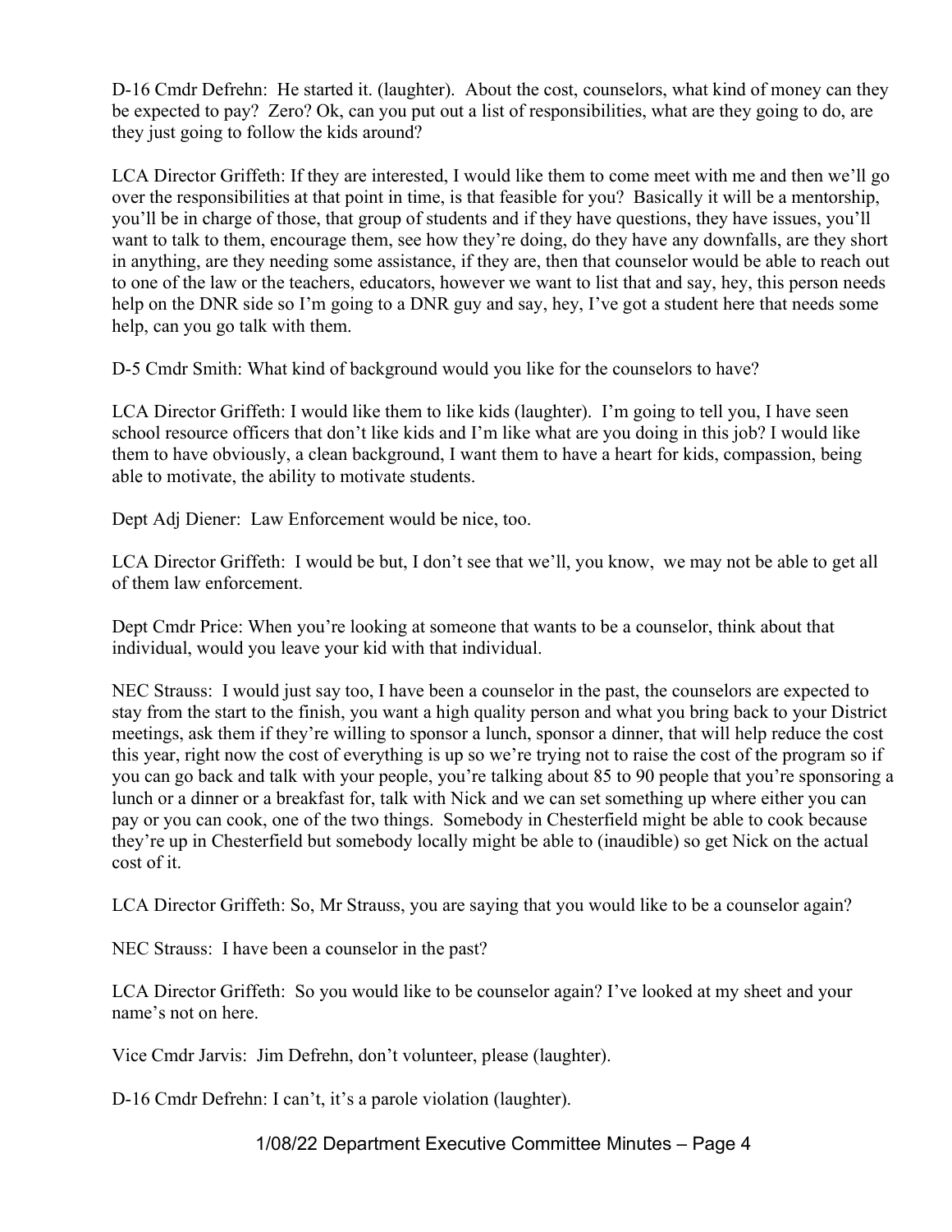D-16 Cmdr Defrehn: He started it. (laughter). About the cost, counselors, what kind of money can they be expected to pay? Zero? Ok, can you put out a list of responsibilities, what are they going to do, are they just going to follow the kids around?

LCA Director Griffeth: If they are interested, I would like them to come meet with me and then we'll go over the responsibilities at that point in time, is that feasible for you? Basically it will be a mentorship, you'll be in charge of those, that group of students and if they have questions, they have issues, you'll want to talk to them, encourage them, see how they're doing, do they have any downfalls, are they short in anything, are they needing some assistance, if they are, then that counselor would be able to reach out to one of the law or the teachers, educators, however we want to list that and say, hey, this person needs help on the DNR side so I'm going to a DNR guy and say, hey, I've got a student here that needs some help, can you go talk with them.

D-5 Cmdr Smith: What kind of background would you like for the counselors to have?

LCA Director Griffeth: I would like them to like kids (laughter). I'm going to tell you, I have seen school resource officers that don't like kids and I'm like what are you doing in this job? I would like them to have obviously, a clean background, I want them to have a heart for kids, compassion, being able to motivate, the ability to motivate students.

Dept Adj Diener: Law Enforcement would be nice, too.

LCA Director Griffeth: I would be but, I don't see that we'll, you know, we may not be able to get all of them law enforcement.

Dept Cmdr Price: When you're looking at someone that wants to be a counselor, think about that individual, would you leave your kid with that individual.

NEC Strauss: I would just say too, I have been a counselor in the past, the counselors are expected to stay from the start to the finish, you want a high quality person and what you bring back to your District meetings, ask them if they're willing to sponsor a lunch, sponsor a dinner, that will help reduce the cost this year, right now the cost of everything is up so we're trying not to raise the cost of the program so if you can go back and talk with your people, you're talking about 85 to 90 people that you're sponsoring a lunch or a dinner or a breakfast for, talk with Nick and we can set something up where either you can pay or you can cook, one of the two things. Somebody in Chesterfield might be able to cook because they're up in Chesterfield but somebody locally might be able to (inaudible) so get Nick on the actual cost of it.

LCA Director Griffeth: So, Mr Strauss, you are saying that you would like to be a counselor again?

NEC Strauss: I have been a counselor in the past?

LCA Director Griffeth: So you would like to be counselor again? I've looked at my sheet and your name's not on here.

Vice Cmdr Jarvis: Jim Defrehn, don't volunteer, please (laughter).

D-16 Cmdr Defrehn: I can't, it's a parole violation (laughter).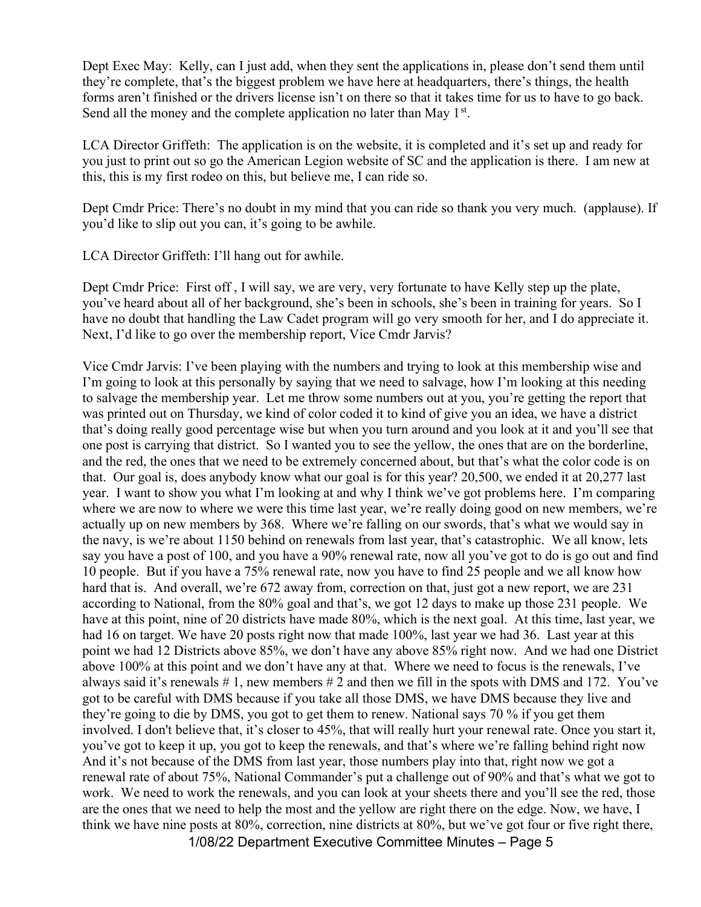Dept Exec May: Kelly, can I just add, when they sent the applications in, please don't send them until they're complete, that's the biggest problem we have here at headquarters, there's things, the health forms aren't finished or the drivers license isn't on there so that it takes time for us to have to go back. Send all the money and the complete application no later than May 1st.

LCA Director Griffeth: The application is on the website, it is completed and it's set up and ready for you just to print out so go the American Legion website of SC and the application is there. I am new at this, this is my first rodeo on this, but believe me, I can ride so.

Dept Cmdr Price: There's no doubt in my mind that you can ride so thank you very much. (applause). If you'd like to slip out you can, it's going to be awhile.

LCA Director Griffeth: I'll hang out for awhile.

Dept Cmdr Price: First off , I will say, we are very, very fortunate to have Kelly step up the plate, you've heard about all of her background, she's been in schools, she's been in training for years. So I have no doubt that handling the Law Cadet program will go very smooth for her, and I do appreciate it. Next, I'd like to go over the membership report, Vice Cmdr Jarvis?

Vice Cmdr Jarvis: I've been playing with the numbers and trying to look at this membership wise and I'm going to look at this personally by saying that we need to salvage, how I'm looking at this needing to salvage the membership year. Let me throw some numbers out at you, you're getting the report that was printed out on Thursday, we kind of color coded it to kind of give you an idea, we have a district that's doing really good percentage wise but when you turn around and you look at it and you'll see that one post is carrying that district. So I wanted you to see the yellow, the ones that are on the borderline, and the red, the ones that we need to be extremely concerned about, but that's what the color code is on that. Our goal is, does anybody know what our goal is for this year? 20,500, we ended it at 20,277 last year. I want to show you what I'm looking at and why I think we've got problems here. I'm comparing where we are now to where we were this time last year, we're really doing good on new members, we're actually up on new members by 368. Where we're falling on our swords, that's what we would say in the navy, is we're about 1150 behind on renewals from last year, that's catastrophic. We all know, lets say you have a post of 100, and you have a 90% renewal rate, now all you've got to do is go out and find 10 people. But if you have a 75% renewal rate, now you have to find 25 people and we all know how hard that is. And overall, we're 672 away from, correction on that, just got a new report, we are 231 according to National, from the 80% goal and that's, we got 12 days to make up those 231 people. We have at this point, nine of 20 districts have made 80%, which is the next goal. At this time, last year, we had 16 on target. We have 20 posts right now that made 100%, last year we had 36. Last year at this point we had 12 Districts above 85%, we don't have any above 85% right now. And we had one District above 100% at this point and we don't have any at that. Where we need to focus is the renewals, I've always said it's renewals # 1, new members # 2 and then we fill in the spots with DMS and 172. You've got to be careful with DMS because if you take all those DMS, we have DMS because they live and they're going to die by DMS, you got to get them to renew. National says 70 % if you get them involved. I don't believe that, it's closer to 45%, that will really hurt your renewal rate. Once you start it, you've got to keep it up, you got to keep the renewals, and that's where we're falling behind right now And it's not because of the DMS from last year, those numbers play into that, right now we got a renewal rate of about 75%, National Commander's put a challenge out of 90% and that's what we got to work. We need to work the renewals, and you can look at your sheets there and you'll see the red, those are the ones that we need to help the most and the yellow are right there on the edge. Now, we have, I think we have nine posts at 80%, correction, nine districts at 80%, but we've got four or five right there,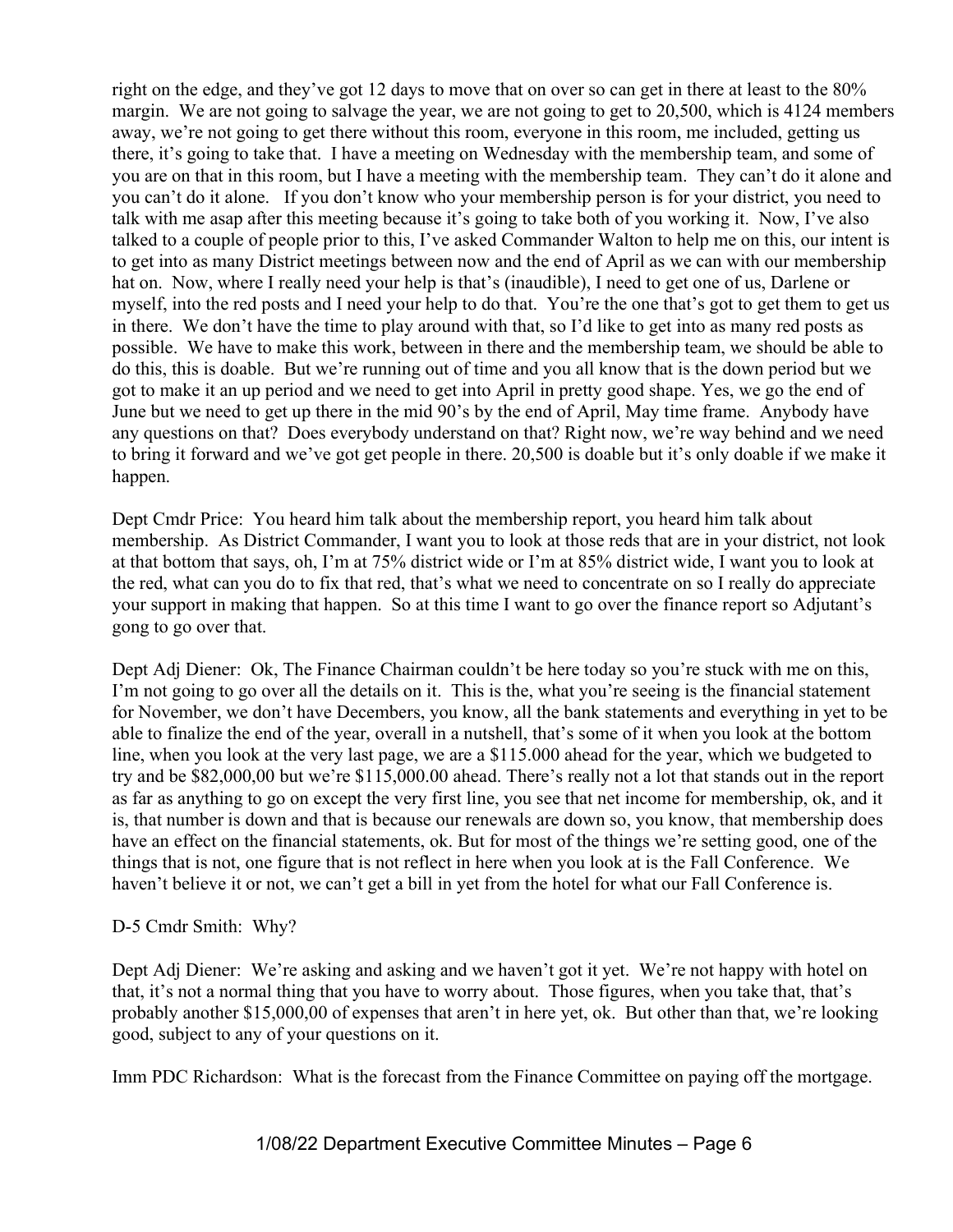right on the edge, and they've got 12 days to move that on over so can get in there at least to the 80% margin. We are not going to salvage the year, we are not going to get to 20,500, which is 4124 members away, we're not going to get there without this room, everyone in this room, me included, getting us there, it's going to take that. I have a meeting on Wednesday with the membership team, and some of you are on that in this room, but I have a meeting with the membership team. They can't do it alone and you can't do it alone. If you don't know who your membership person is for your district, you need to talk with me asap after this meeting because it's going to take both of you working it. Now, I've also talked to a couple of people prior to this, I've asked Commander Walton to help me on this, our intent is to get into as many District meetings between now and the end of April as we can with our membership hat on. Now, where I really need your help is that's (inaudible), I need to get one of us, Darlene or myself, into the red posts and I need your help to do that. You're the one that's got to get them to get us in there. We don't have the time to play around with that, so I'd like to get into as many red posts as possible. We have to make this work, between in there and the membership team, we should be able to do this, this is doable. But we're running out of time and you all know that is the down period but we got to make it an up period and we need to get into April in pretty good shape. Yes, we go the end of June but we need to get up there in the mid 90's by the end of April, May time frame. Anybody have any questions on that? Does everybody understand on that? Right now, we're way behind and we need to bring it forward and we've got get people in there. 20,500 is doable but it's only doable if we make it happen.

Dept Cmdr Price: You heard him talk about the membership report, you heard him talk about membership. As District Commander, I want you to look at those reds that are in your district, not look at that bottom that says, oh, I'm at 75% district wide or I'm at 85% district wide, I want you to look at the red, what can you do to fix that red, that's what we need to concentrate on so I really do appreciate your support in making that happen. So at this time I want to go over the finance report so Adjutant's gong to go over that.

Dept Adj Diener: Ok, The Finance Chairman couldn't be here today so you're stuck with me on this, I'm not going to go over all the details on it. This is the, what you're seeing is the financial statement for November, we don't have Decembers, you know, all the bank statements and everything in yet to be able to finalize the end of the year, overall in a nutshell, that's some of it when you look at the bottom line, when you look at the very last page, we are a $115.000 ahead for the year, which we budgeted to try and be $82,000,00 but we're $115,000.00 ahead. There's really not a lot that stands out in the report as far as anything to go on except the very first line, you see that net income for membership, ok, and it is, that number is down and that is because our renewals are down so, you know, that membership does have an effect on the financial statements, ok. But for most of the things we're setting good, one of the things that is not, one figure that is not reflect in here when you look at is the Fall Conference. We haven't believe it or not, we can't get a bill in yet from the hotel for what our Fall Conference is.

D-5 Cmdr Smith: Why?

Dept Adj Diener: We're asking and asking and we haven't got it yet. We're not happy with hotel on that, it's not a normal thing that you have to worry about. Those figures, when you take that, that's probably another $15,000,00 of expenses that aren't in here yet, ok. But other than that, we're looking good, subject to any of your questions on it.

Imm PDC Richardson: What is the forecast from the Finance Committee on paying off the mortgage.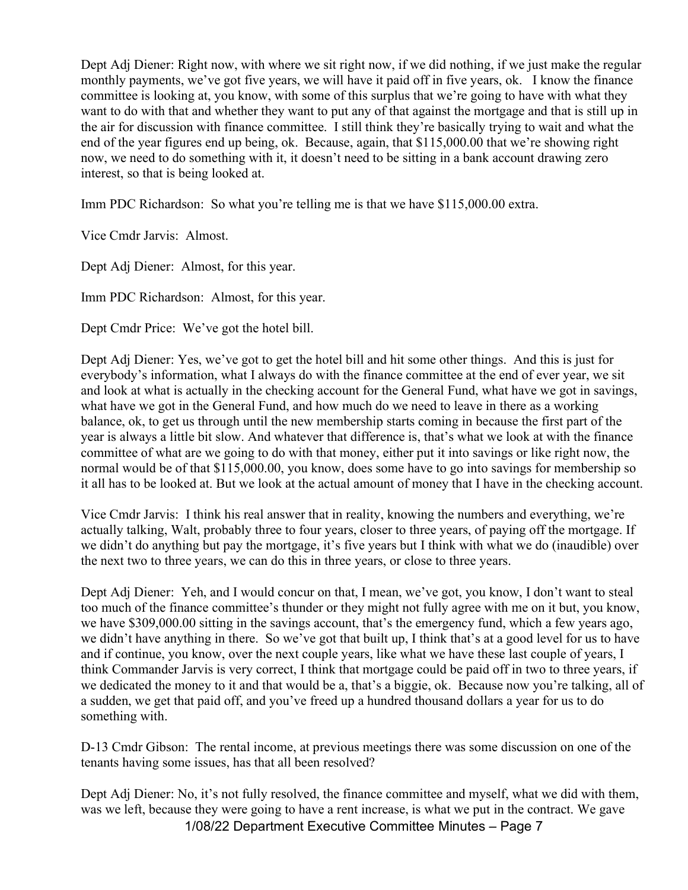Dept Adj Diener: Right now, with where we sit right now, if we did nothing, if we just make the regular monthly payments, we've got five years, we will have it paid off in five years, ok. I know the finance committee is looking at, you know, with some of this surplus that we're going to have with what they want to do with that and whether they want to put any of that against the mortgage and that is still up in the air for discussion with finance committee. I still think they're basically trying to wait and what the end of the year figures end up being, ok. Because, again, that $115,000.00 that we're showing right now, we need to do something with it, it doesn't need to be sitting in a bank account drawing zero interest, so that is being looked at.

Imm PDC Richardson: So what you're telling me is that we have $115,000.00 extra.

Vice Cmdr Jarvis: Almost.

Dept Adj Diener: Almost, for this year.

Imm PDC Richardson: Almost, for this year.

Dept Cmdr Price: We've got the hotel bill.

Dept Adj Diener: Yes, we've got to get the hotel bill and hit some other things. And this is just for everybody's information, what I always do with the finance committee at the end of ever year, we sit and look at what is actually in the checking account for the General Fund, what have we got in savings, what have we got in the General Fund, and how much do we need to leave in there as a working balance, ok, to get us through until the new membership starts coming in because the first part of the year is always a little bit slow. And whatever that difference is, that's what we look at with the finance committee of what are we going to do with that money, either put it into savings or like right now, the normal would be of that $115,000.00, you know, does some have to go into savings for membership so it all has to be looked at. But we look at the actual amount of money that I have in the checking account.

Vice Cmdr Jarvis: I think his real answer that in reality, knowing the numbers and everything, we're actually talking, Walt, probably three to four years, closer to three years, of paying off the mortgage. If we didn't do anything but pay the mortgage, it's five years but I think with what we do (inaudible) over the next two to three years, we can do this in three years, or close to three years.

Dept Adj Diener: Yeh, and I would concur on that, I mean, we've got, you know, I don't want to steal too much of the finance committee's thunder or they might not fully agree with me on it but, you know, we have $309,000.00 sitting in the savings account, that's the emergency fund, which a few years ago, we didn't have anything in there. So we've got that built up, I think that's at a good level for us to have and if continue, you know, over the next couple years, like what we have these last couple of years, I think Commander Jarvis is very correct, I think that mortgage could be paid off in two to three years, if we dedicated the money to it and that would be a, that's a biggie, ok. Because now you're talking, all of a sudden, we get that paid off, and you've freed up a hundred thousand dollars a year for us to do something with.

D-13 Cmdr Gibson: The rental income, at previous meetings there was some discussion on one of the tenants having some issues, has that all been resolved?

Dept Adj Diener: No, it's not fully resolved, the finance committee and myself, what we did with them, was we left, because they were going to have a rent increase, is what we put in the contract. We gave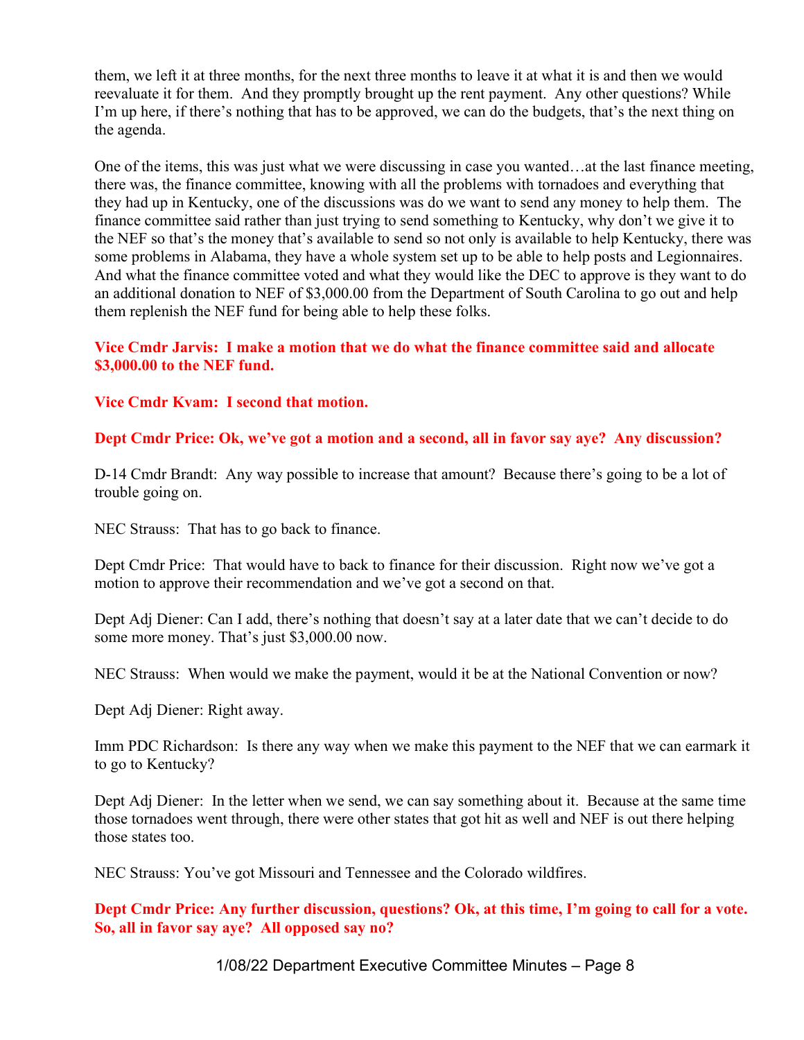them, we left it at three months, for the next three months to leave it at what it is and then we would reevaluate it for them. And they promptly brought up the rent payment. Any other questions? While I'm up here, if there's nothing that has to be approved, we can do the budgets, that's the next thing on the agenda.

One of the items, this was just what we were discussing in case you wanted…at the last finance meeting, there was, the finance committee, knowing with all the problems with tornadoes and everything that they had up in Kentucky, one of the discussions was do we want to send any money to help them. The finance committee said rather than just trying to send something to Kentucky, why don't we give it to the NEF so that's the money that's available to send so not only is available to help Kentucky, there was some problems in Alabama, they have a whole system set up to be able to help posts and Legionnaires. And what the finance committee voted and what they would like the DEC to approve is they want to do an additional donation to NEF of $3,000.00 from the Department of South Carolina to go out and help them replenish the NEF fund for being able to help these folks.

**Vice Cmdr Jarvis: I make a motion that we do what the finance committee said and allocate $3,000.00 to the NEF fund.**

**Vice Cmdr Kvam: I second that motion.**

**Dept Cmdr Price: Ok, we've got a motion and a second, all in favor say aye? Any discussion?**

D-14 Cmdr Brandt: Any way possible to increase that amount? Because there's going to be a lot of trouble going on.

NEC Strauss: That has to go back to finance.

Dept Cmdr Price: That would have to back to finance for their discussion. Right now we've got a motion to approve their recommendation and we've got a second on that.

Dept Adj Diener: Can I add, there's nothing that doesn't say at a later date that we can't decide to do some more money. That's just $3,000.00 now.

NEC Strauss: When would we make the payment, would it be at the National Convention or now?

Dept Adj Diener: Right away.

Imm PDC Richardson: Is there any way when we make this payment to the NEF that we can earmark it to go to Kentucky?

Dept Adj Diener: In the letter when we send, we can say something about it. Because at the same time those tornadoes went through, there were other states that got hit as well and NEF is out there helping those states too.

NEC Strauss: You've got Missouri and Tennessee and the Colorado wildfires.

**Dept Cmdr Price: Any further discussion, questions? Ok, at this time, I'm going to call for a vote. So, all in favor say aye? All opposed say no?**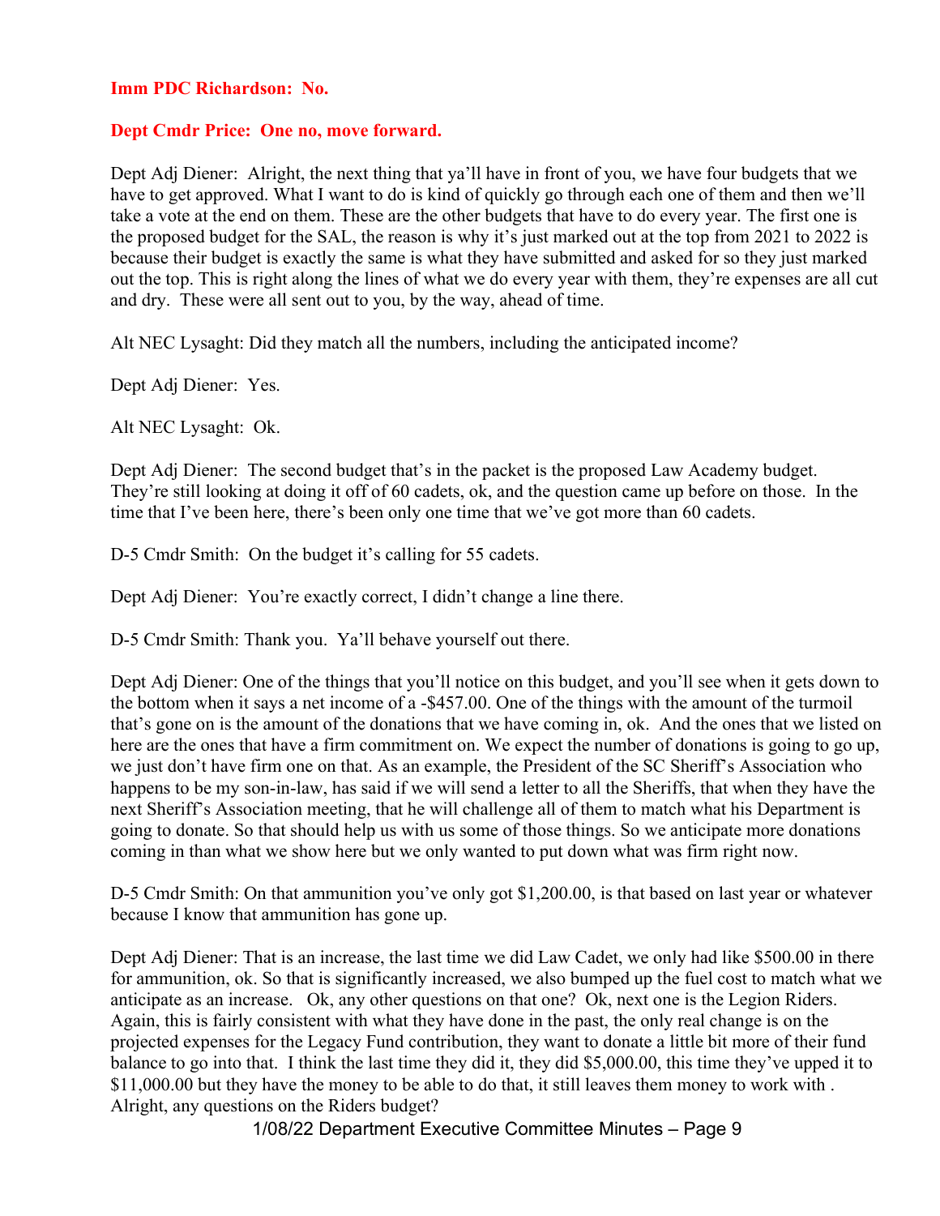**Imm PDC Richardson: No.**

**Dept Cmdr Price: One no, move forward.**

Dept Adj Diener: Alright, the next thing that ya'll have in front of you, we have four budgets that we have to get approved. What I want to do is kind of quickly go through each one of them and then we'll take a vote at the end on them. These are the other budgets that have to do every year. The first one is the proposed budget for the SAL, the reason is why it's just marked out at the top from 2021 to 2022 is because their budget is exactly the same is what they have submitted and asked for so they just marked out the top. This is right along the lines of what we do every year with them, they're expenses are all cut and dry. These were all sent out to you, by the way, ahead of time.

Alt NEC Lysaght: Did they match all the numbers, including the anticipated income?

Dept Adj Diener: Yes.

Alt NEC Lysaght: Ok.

Dept Adj Diener: The second budget that's in the packet is the proposed Law Academy budget. They're still looking at doing it off of 60 cadets, ok, and the question came up before on those. In the time that I've been here, there's been only one time that we've got more than 60 cadets.

D-5 Cmdr Smith: On the budget it's calling for 55 cadets.

Dept Adj Diener: You're exactly correct, I didn't change a line there.

D-5 Cmdr Smith: Thank you. Ya'll behave yourself out there.

Dept Adj Diener: One of the things that you'll notice on this budget, and you'll see when it gets down to the bottom when it says a net income of a -$457.00. One of the things with the amount of the turmoil that's gone on is the amount of the donations that we have coming in, ok. And the ones that we listed on here are the ones that have a firm commitment on. We expect the number of donations is going to go up, we just don't have firm one on that. As an example, the President of the SC Sheriff's Association who happens to be my son-in-law, has said if we will send a letter to all the Sheriffs, that when they have the next Sheriff's Association meeting, that he will challenge all of them to match what his Department is going to donate. So that should help us with us some of those things. So we anticipate more donations coming in than what we show here but we only wanted to put down what was firm right now.

D-5 Cmdr Smith: On that ammunition you've only got $1,200.00, is that based on last year or whatever because I know that ammunition has gone up.

Dept Adj Diener: That is an increase, the last time we did Law Cadet, we only had like $500.00 in there for ammunition, ok. So that is significantly increased, we also bumped up the fuel cost to match what we anticipate as an increase. Ok, any other questions on that one? Ok, next one is the Legion Riders. Again, this is fairly consistent with what they have done in the past, the only real change is on the projected expenses for the Legacy Fund contribution, they want to donate a little bit more of their fund balance to go into that. I think the last time they did it, they did $5,000.00, this time they've upped it to $11,000.00 but they have the money to be able to do that, it still leaves them money to work with . Alright, any questions on the Riders budget?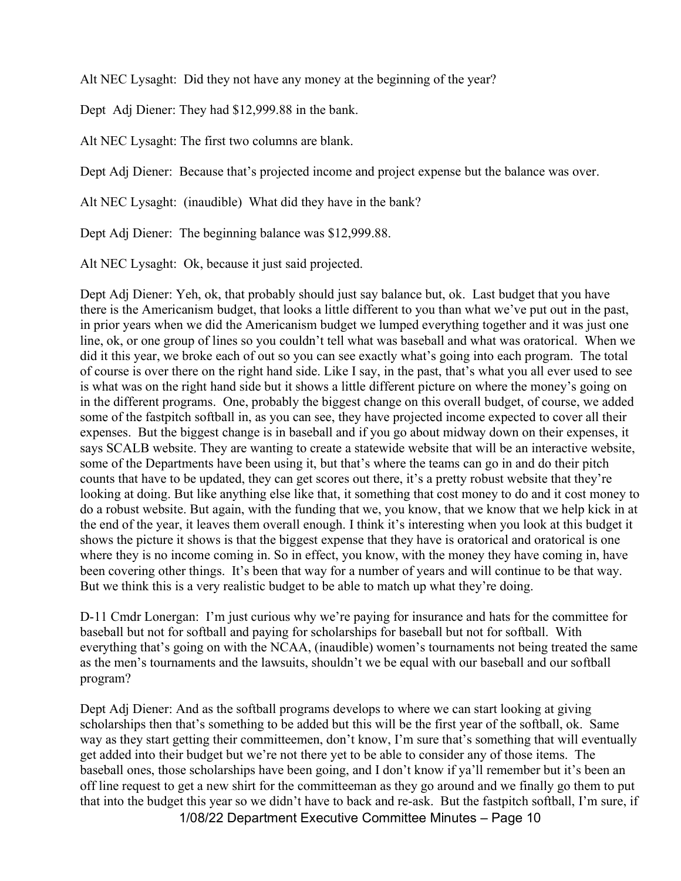Alt NEC Lysaght: Did they not have any money at the beginning of the year?

Dept Adj Diener: They had $12,999.88 in the bank.

Alt NEC Lysaght: The first two columns are blank.

Dept Adj Diener: Because that's projected income and project expense but the balance was over.

Alt NEC Lysaght: (inaudible) What did they have in the bank?

Dept Adj Diener: The beginning balance was $12,999.88.

Alt NEC Lysaght: Ok, because it just said projected.

Dept Adj Diener: Yeh, ok, that probably should just say balance but, ok. Last budget that you have there is the Americanism budget, that looks a little different to you than what we've put out in the past, in prior years when we did the Americanism budget we lumped everything together and it was just one line, ok, or one group of lines so you couldn't tell what was baseball and what was oratorical. When we did it this year, we broke each of out so you can see exactly what's going into each program. The total of course is over there on the right hand side. Like I say, in the past, that's what you all ever used to see is what was on the right hand side but it shows a little different picture on where the money's going on in the different programs. One, probably the biggest change on this overall budget, of course, we added some of the fastpitch softball in, as you can see, they have projected income expected to cover all their expenses. But the biggest change is in baseball and if you go about midway down on their expenses, it says SCALB website. They are wanting to create a statewide website that will be an interactive website, some of the Departments have been using it, but that's where the teams can go in and do their pitch counts that have to be updated, they can get scores out there, it's a pretty robust website that they're looking at doing. But like anything else like that, it something that cost money to do and it cost money to do a robust website. But again, with the funding that we, you know, that we know that we help kick in at the end of the year, it leaves them overall enough. I think it's interesting when you look at this budget it shows the picture it shows is that the biggest expense that they have is oratorical and oratorical is one where they is no income coming in. So in effect, you know, with the money they have coming in, have been covering other things. It's been that way for a number of years and will continue to be that way. But we think this is a very realistic budget to be able to match up what they're doing.

D-11 Cmdr Lonergan: I'm just curious why we're paying for insurance and hats for the committee for baseball but not for softball and paying for scholarships for baseball but not for softball. With everything that's going on with the NCAA, (inaudible) women's tournaments not being treated the same as the men's tournaments and the lawsuits, shouldn't we be equal with our baseball and our softball program?

Dept Adj Diener: And as the softball programs develops to where we can start looking at giving scholarships then that's something to be added but this will be the first year of the softball, ok. Same way as they start getting their committeemen, don't know, I'm sure that's something that will eventually get added into their budget but we're not there yet to be able to consider any of those items. The baseball ones, those scholarships have been going, and I don't know if ya'll remember but it's been an off line request to get a new shirt for the committeeman as they go around and we finally go them to put that into the budget this year so we didn't have to back and re-ask. But the fastpitch softball, I'm sure, if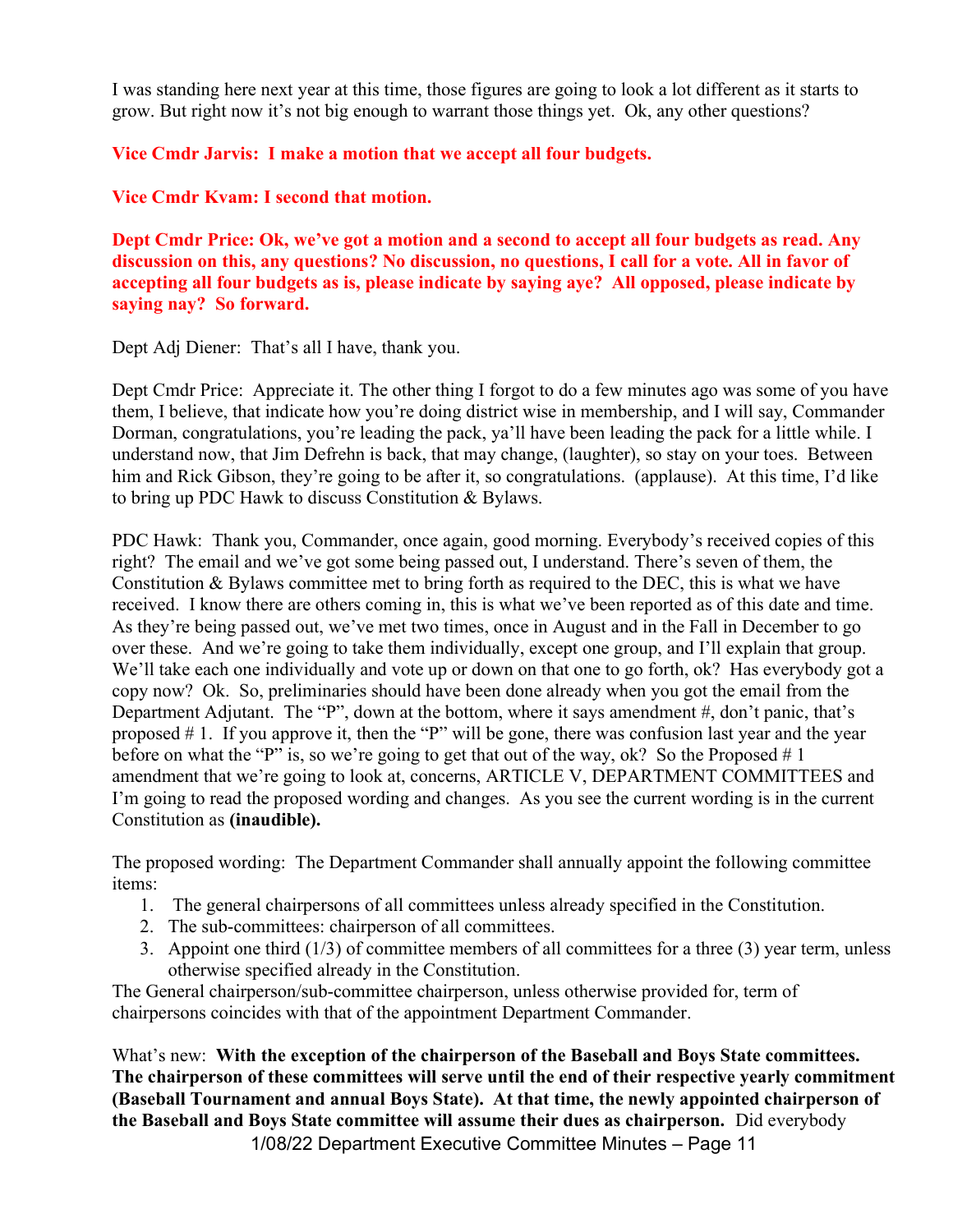I was standing here next year at this time, those figures are going to look a lot different as it starts to grow. But right now it's not big enough to warrant those things yet. Ok, any other questions?

**Vice Cmdr Jarvis: I make a motion that we accept all four budgets.**

**Vice Cmdr Kvam: I second that motion.**

**Dept Cmdr Price: Ok, we've got a motion and a second to accept all four budgets as read. Any discussion on this, any questions? No discussion, no questions, I call for a vote. All in favor of accepting all four budgets as is, please indicate by saying aye? All opposed, please indicate by saying nay? So forward.**

Dept Adj Diener: That's all I have, thank you.

Dept Cmdr Price: Appreciate it. The other thing I forgot to do a few minutes ago was some of you have them, I believe, that indicate how you're doing district wise in membership, and I will say, Commander Dorman, congratulations, you're leading the pack, ya'll have been leading the pack for a little while. I understand now, that Jim Defrehn is back, that may change, (laughter), so stay on your toes. Between him and Rick Gibson, they're going to be after it, so congratulations. (applause). At this time, I'd like to bring up PDC Hawk to discuss Constitution & Bylaws.

PDC Hawk: Thank you, Commander, once again, good morning. Everybody's received copies of this right? The email and we've got some being passed out, I understand. There's seven of them, the Constitution & Bylaws committee met to bring forth as required to the DEC, this is what we have received. I know there are others coming in, this is what we've been reported as of this date and time. As they're being passed out, we've met two times, once in August and in the Fall in December to go over these. And we're going to take them individually, except one group, and I'll explain that group. We'll take each one individually and vote up or down on that one to go forth, ok? Has everybody got a copy now? Ok. So, preliminaries should have been done already when you got the email from the Department Adjutant. The "P", down at the bottom, where it says amendment #, don't panic, that's proposed # 1. If you approve it, then the "P" will be gone, there was confusion last year and the year before on what the "P" is, so we're going to get that out of the way, ok? So the Proposed # 1 amendment that we're going to look at, concerns, ARTICLE V, DEPARTMENT COMMITTEES and I'm going to read the proposed wording and changes. As you see the current wording is in the current Constitution as **(inaudible).**

The proposed wording: The Department Commander shall annually appoint the following committee items:

1. The general chairpersons of all committees unless already specified in the Constitution.
2. The sub-committees: chairperson of all committees.
3. Appoint one third (1/3) of committee members of all committees for a three (3) year term, unless otherwise specified already in the Constitution.

The General chairperson/sub-committee chairperson, unless otherwise provided for, term of chairpersons coincides with that of the appointment Department Commander.

What's new: **With the exception of the chairperson of the Baseball and Boys State committees. The chairperson of these committees will serve until the end of their respective yearly commitment (Baseball Tournament and annual Boys State). At that time, the newly appointed chairperson of the Baseball and Boys State committee will assume their dues as chairperson.** Did everybody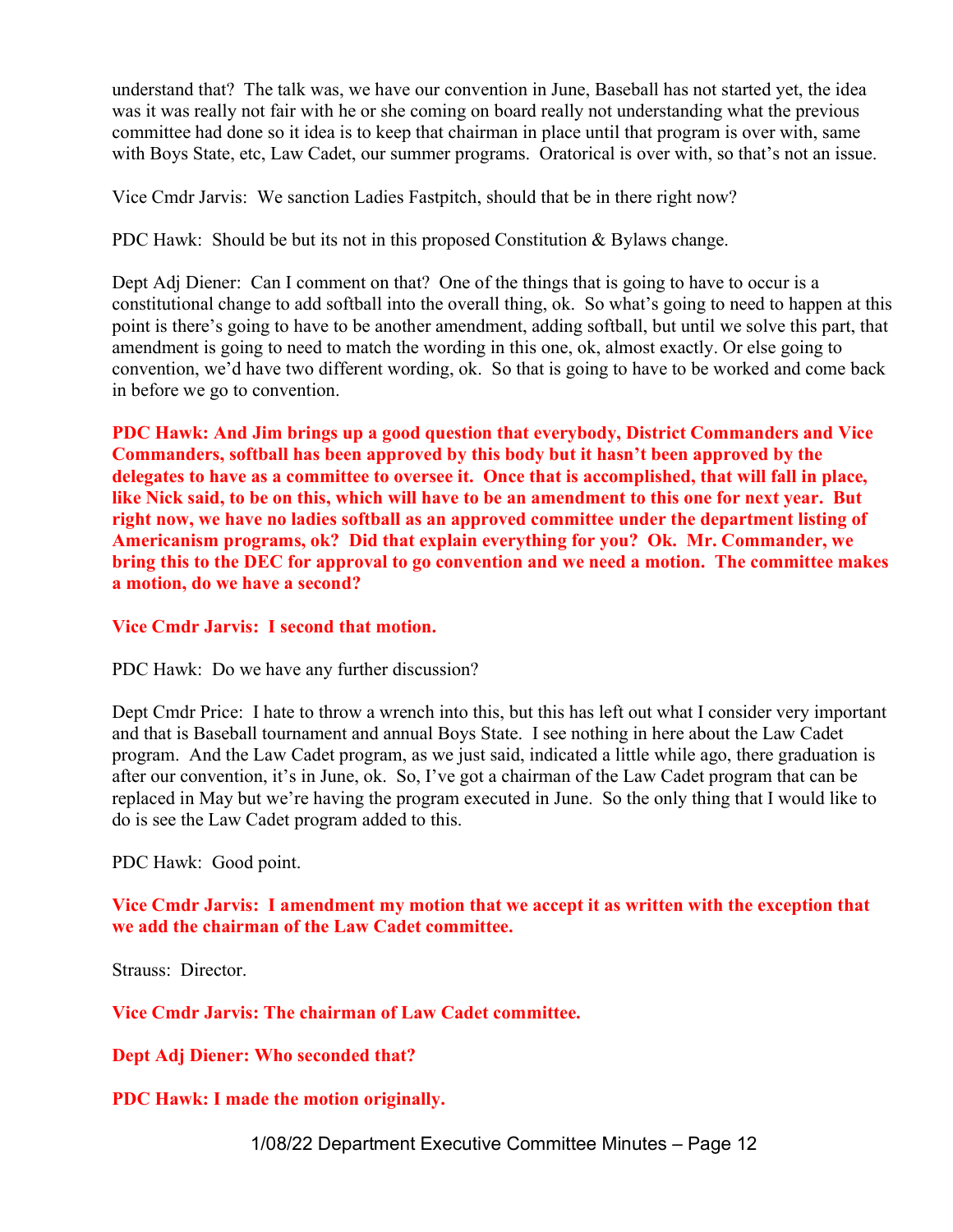understand that? The talk was, we have our convention in June, Baseball has not started yet, the idea was it was really not fair with he or she coming on board really not understanding what the previous committee had done so it idea is to keep that chairman in place until that program is over with, same with Boys State, etc, Law Cadet, our summer programs. Oratorical is over with, so that's not an issue.

Vice Cmdr Jarvis: We sanction Ladies Fastpitch, should that be in there right now?

PDC Hawk: Should be but its not in this proposed Constitution & Bylaws change.

Dept Adj Diener: Can I comment on that? One of the things that is going to have to occur is a constitutional change to add softball into the overall thing, ok. So what's going to need to happen at this point is there's going to have to be another amendment, adding softball, but until we solve this part, that amendment is going to need to match the wording in this one, ok, almost exactly. Or else going to convention, we'd have two different wording, ok. So that is going to have to be worked and come back in before we go to convention.

**PDC Hawk: And Jim brings up a good question that everybody, District Commanders and Vice Commanders, softball has been approved by this body but it hasn't been approved by the delegates to have as a committee to oversee it. Once that is accomplished, that will fall in place, like Nick said, to be on this, which will have to be an amendment to this one for next year. But right now, we have no ladies softball as an approved committee under the department listing of Americanism programs, ok? Did that explain everything for you? Ok. Mr. Commander, we bring this to the DEC for approval to go convention and we need a motion. The committee makes a motion, do we have a second?**

**Vice Cmdr Jarvis: I second that motion.**

PDC Hawk: Do we have any further discussion?

Dept Cmdr Price: I hate to throw a wrench into this, but this has left out what I consider very important and that is Baseball tournament and annual Boys State. I see nothing in here about the Law Cadet program. And the Law Cadet program, as we just said, indicated a little while ago, there graduation is after our convention, it's in June, ok. So, I've got a chairman of the Law Cadet program that can be replaced in May but we're having the program executed in June. So the only thing that I would like to do is see the Law Cadet program added to this.

PDC Hawk: Good point.

**Vice Cmdr Jarvis: I amendment my motion that we accept it as written with the exception that we add the chairman of the Law Cadet committee.**

Strauss: Director.

**Vice Cmdr Jarvis: The chairman of Law Cadet committee.**

**Dept Adj Diener: Who seconded that?**

**PDC Hawk: I made the motion originally.**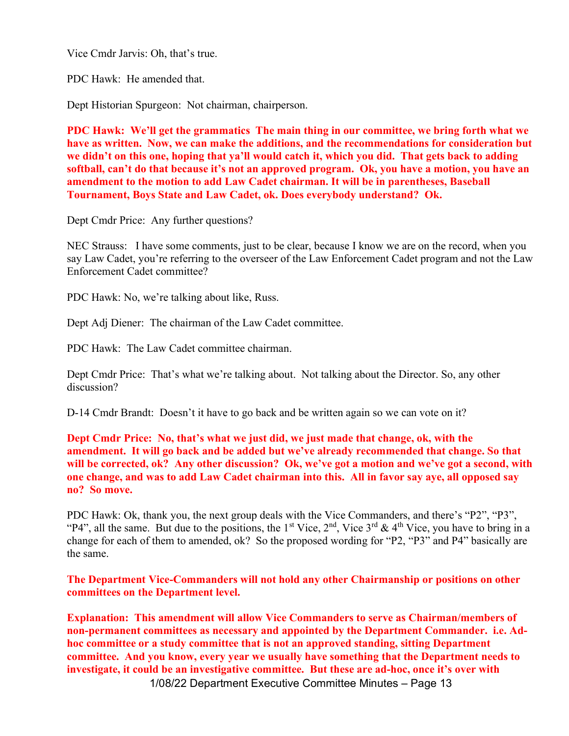Vice Cmdr Jarvis: Oh, that's true.

PDC Hawk:  He amended that.

Dept Historian Spurgeon:  Not chairman, chairperson.

**PDC Hawk:  We'll get the grammatics  The main thing in our committee, we bring forth what we have as written.  Now, we can make the additions, and the recommendations for consideration but we didn't on this one, hoping that ya'll would catch it, which you did.  That gets back to adding softball, can't do that because it's not an approved program.  Ok, you have a motion, you have an amendment to the motion to add Law Cadet chairman. It will be in parentheses, Baseball Tournament, Boys State and Law Cadet, ok. Does everybody understand?  Ok.**

Dept Cmdr Price:  Any further questions?

NEC Strauss:   I have some comments, just to be clear, because I know we are on the record, when you say Law Cadet, you're referring to the overseer of the Law Enforcement Cadet program and not the Law Enforcement Cadet committee?

PDC Hawk: No, we're talking about like, Russ.

Dept Adj Diener:  The chairman of the Law Cadet committee.

PDC Hawk:  The Law Cadet committee chairman.

Dept Cmdr Price:  That's what we're talking about.  Not talking about the Director. So, any other discussion?

D-14 Cmdr Brandt:  Doesn't it have to go back and be written again so we can vote on it?

**Dept Cmdr Price:  No, that's what we just did, we just made that change, ok, with the amendment.  It will go back and be added but we've already recommended that change. So that will be corrected, ok?  Any other discussion?  Ok, we've got a motion and we've got a second, with one change, and was to add Law Cadet chairman into this.  All in favor say aye, all opposed say no?  So move.**

PDC Hawk: Ok, thank you, the next group deals with the Vice Commanders, and there's "P2", "P3", "P4", all the same.  But due to the positions, the 1st Vice, 2nd, Vice 3rd & 4th Vice, you have to bring in a change for each of them to amended, ok?  So the proposed wording for "P2, "P3" and P4" basically are the same.

**The Department Vice-Commanders will not hold any other Chairmanship or positions on other committees on the Department level.**

**Explanation:  This amendment will allow Vice Commanders to serve as Chairman/members of non-permanent committees as necessary and appointed by the Department Commander.  i.e. Ad-hoc committee or a study committee that is not an approved standing, sitting Department committee.  And you know, every year we usually have something that the Department needs to investigate, it could be an investigative committee.  But these are ad-hoc, once it's over with**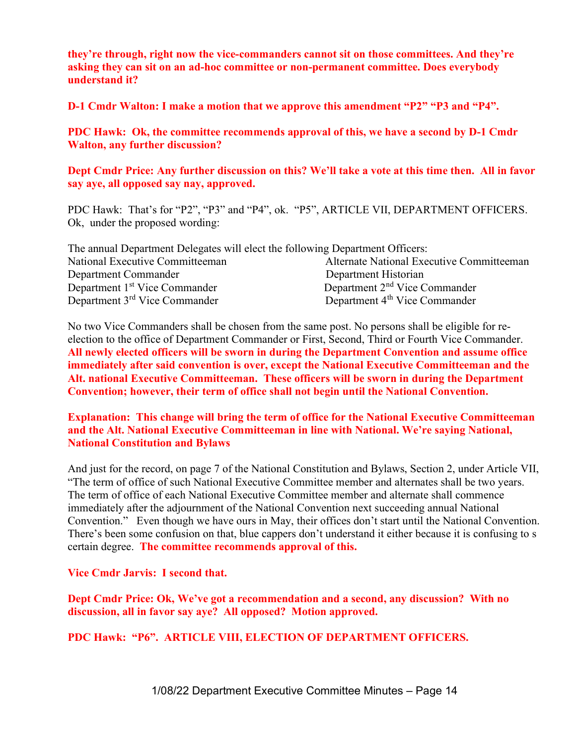**they're through, right now the vice-commanders cannot sit on those committees. And they're asking they can sit on an ad-hoc committee or non-permanent committee. Does everybody understand it?**

**D-1 Cmdr Walton: I make a motion that we approve this amendment "P2" "P3 and "P4".**

**PDC Hawk: Ok, the committee recommends approval of this, we have a second by D-1 Cmdr Walton, any further discussion?**

**Dept Cmdr Price: Any further discussion on this? We'll take a vote at this time then. All in favor say aye, all opposed say nay, approved.**

PDC Hawk: That's for "P2", "P3" and "P4", ok. "P5", ARTICLE VII, DEPARTMENT OFFICERS. Ok, under the proposed wording:

The annual Department Delegates will elect the following Department Officers:

| | |
|---|---|
| National Executive Committeeman | Alternate National Executive Committeeman |
| Department Commander | Department Historian |
| Department 1st Vice Commander | Department 2nd Vice Commander |
| Department 3rd Vice Commander | Department 4th Vice Commander |

No two Vice Commanders shall be chosen from the same post. No persons shall be eligible for re-election to the office of Department Commander or First, Second, Third or Fourth Vice Commander. **All newly elected officers will be sworn in during the Department Convention and assume office immediately after said convention is over, except the National Executive Committeeman and the Alt. national Executive Committeeman. These officers will be sworn in during the Department Convention; however, their term of office shall not begin until the National Convention.**

**Explanation: This change will bring the term of office for the National Executive Committeeman and the Alt. National Executive Committeeman in line with National. We're saying National, National Constitution and Bylaws**

And just for the record, on page 7 of the National Constitution and Bylaws, Section 2, under Article VII, "The term of office of such National Executive Committee member and alternates shall be two years. The term of office of each National Executive Committee member and alternate shall commence immediately after the adjournment of the National Convention next succeeding annual National Convention." Even though we have ours in May, their offices don't start until the National Convention. There's been some confusion on that, blue cappers don't understand it either because it is confusing to s certain degree. **The committee recommends approval of this.**

**Vice Cmdr Jarvis: I second that.**

**Dept Cmdr Price: Ok, We've got a recommendation and a second, any discussion? With no discussion, all in favor say aye? All opposed? Motion approved.**

**PDC Hawk: "P6". ARTICLE VIII, ELECTION OF DEPARTMENT OFFICERS.**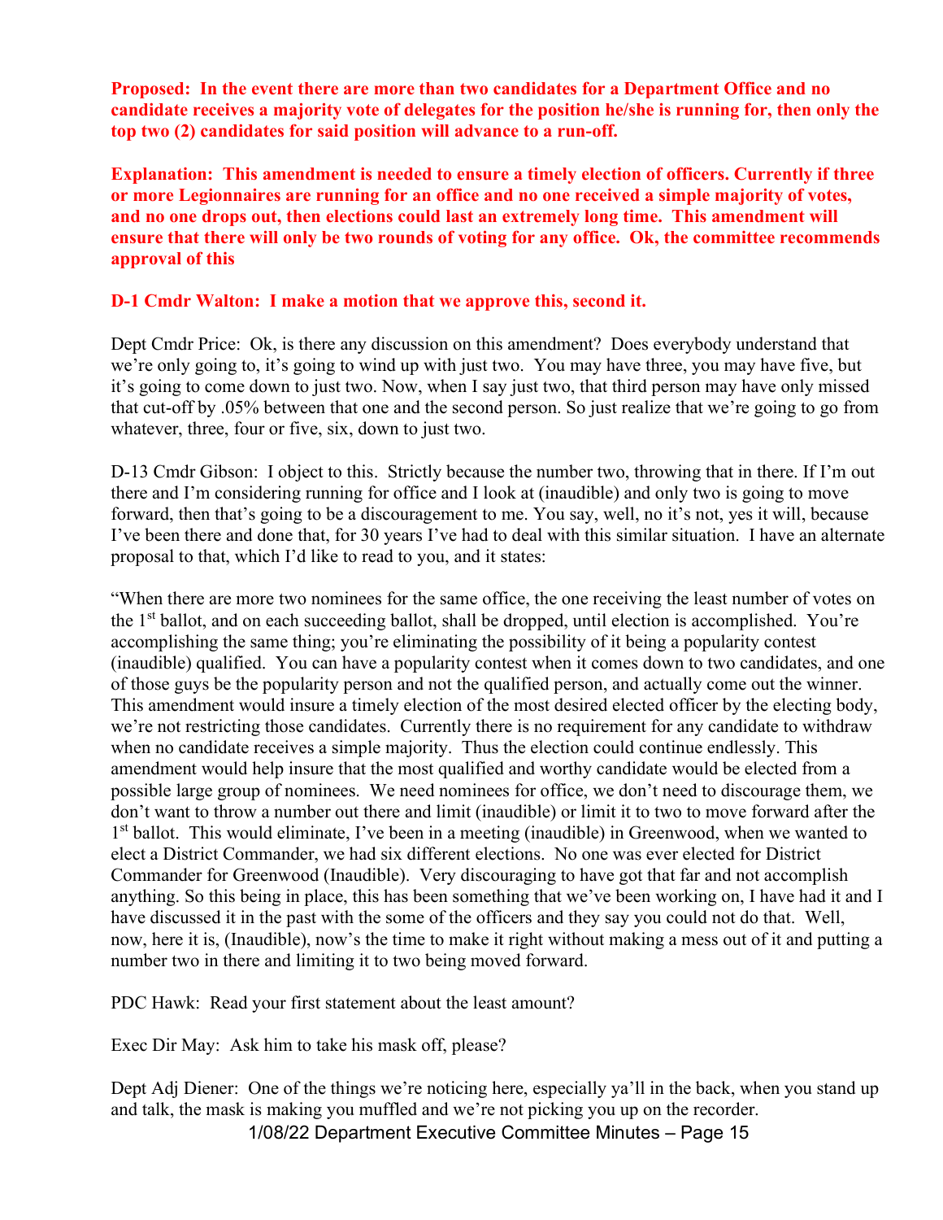**Proposed: In the event there are more than two candidates for a Department Office and no candidate receives a majority vote of delegates for the position he/she is running for, then only the top two (2) candidates for said position will advance to a run-off.**

**Explanation: This amendment is needed to ensure a timely election of officers. Currently if three or more Legionnaires are running for an office and no one received a simple majority of votes, and no one drops out, then elections could last an extremely long time. This amendment will ensure that there will only be two rounds of voting for any office. Ok, the committee recommends approval of this**

**D-1 Cmdr Walton: I make a motion that we approve this, second it.**

Dept Cmdr Price: Ok, is there any discussion on this amendment? Does everybody understand that we're only going to, it's going to wind up with just two. You may have three, you may have five, but it's going to come down to just two. Now, when I say just two, that third person may have only missed that cut-off by .05% between that one and the second person. So just realize that we're going to go from whatever, three, four or five, six, down to just two.

D-13 Cmdr Gibson: I object to this. Strictly because the number two, throwing that in there. If I'm out there and I'm considering running for office and I look at (inaudible) and only two is going to move forward, then that's going to be a discouragement to me. You say, well, no it's not, yes it will, because I've been there and done that, for 30 years I've had to deal with this similar situation. I have an alternate proposal to that, which I'd like to read to you, and it states:

"When there are more two nominees for the same office, the one receiving the least number of votes on the 1st ballot, and on each succeeding ballot, shall be dropped, until election is accomplished. You're accomplishing the same thing; you're eliminating the possibility of it being a popularity contest (inaudible) qualified. You can have a popularity contest when it comes down to two candidates, and one of those guys be the popularity person and not the qualified person, and actually come out the winner. This amendment would insure a timely election of the most desired elected officer by the electing body, we're not restricting those candidates. Currently there is no requirement for any candidate to withdraw when no candidate receives a simple majority. Thus the election could continue endlessly. This amendment would help insure that the most qualified and worthy candidate would be elected from a possible large group of nominees. We need nominees for office, we don't need to discourage them, we don't want to throw a number out there and limit (inaudible) or limit it to two to move forward after the 1st ballot. This would eliminate, I've been in a meeting (inaudible) in Greenwood, when we wanted to elect a District Commander, we had six different elections. No one was ever elected for District Commander for Greenwood (Inaudible). Very discouraging to have got that far and not accomplish anything. So this being in place, this has been something that we've been working on, I have had it and I have discussed it in the past with the some of the officers and they say you could not do that. Well, now, here it is, (Inaudible), now's the time to make it right without making a mess out of it and putting a number two in there and limiting it to two being moved forward.

PDC Hawk: Read your first statement about the least amount?

Exec Dir May: Ask him to take his mask off, please?

Dept Adj Diener: One of the things we're noticing here, especially ya'll in the back, when you stand up and talk, the mask is making you muffled and we're not picking you up on the recorder.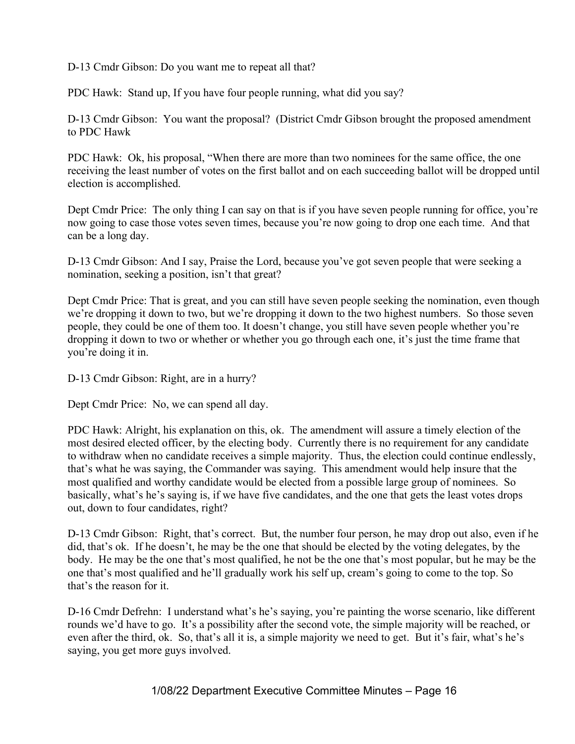D-13 Cmdr Gibson: Do you want me to repeat all that?

PDC Hawk: Stand up, If you have four people running, what did you say?

D-13 Cmdr Gibson: You want the proposal? (District Cmdr Gibson brought the proposed amendment to PDC Hawk

PDC Hawk: Ok, his proposal, "When there are more than two nominees for the same office, the one receiving the least number of votes on the first ballot and on each succeeding ballot will be dropped until election is accomplished.

Dept Cmdr Price: The only thing I can say on that is if you have seven people running for office, you're now going to case those votes seven times, because you're now going to drop one each time. And that can be a long day.

D-13 Cmdr Gibson: And I say, Praise the Lord, because you've got seven people that were seeking a nomination, seeking a position, isn't that great?

Dept Cmdr Price: That is great, and you can still have seven people seeking the nomination, even though we're dropping it down to two, but we're dropping it down to the two highest numbers. So those seven people, they could be one of them too. It doesn't change, you still have seven people whether you're dropping it down to two or whether or whether you go through each one, it's just the time frame that you're doing it in.

D-13 Cmdr Gibson: Right, are in a hurry?

Dept Cmdr Price: No, we can spend all day.

PDC Hawk: Alright, his explanation on this, ok. The amendment will assure a timely election of the most desired elected officer, by the electing body. Currently there is no requirement for any candidate to withdraw when no candidate receives a simple majority. Thus, the election could continue endlessly, that's what he was saying, the Commander was saying. This amendment would help insure that the most qualified and worthy candidate would be elected from a possible large group of nominees. So basically, what's he's saying is, if we have five candidates, and the one that gets the least votes drops out, down to four candidates, right?

D-13 Cmdr Gibson: Right, that's correct. But, the number four person, he may drop out also, even if he did, that's ok. If he doesn't, he may be the one that should be elected by the voting delegates, by the body. He may be the one that's most qualified, he not be the one that's most popular, but he may be the one that's most qualified and he'll gradually work his self up, cream's going to come to the top. So that's the reason for it.

D-16 Cmdr Defrehn: I understand what's he's saying, you're painting the worse scenario, like different rounds we'd have to go. It's a possibility after the second vote, the simple majority will be reached, or even after the third, ok. So, that's all it is, a simple majority we need to get. But it's fair, what's he's saying, you get more guys involved.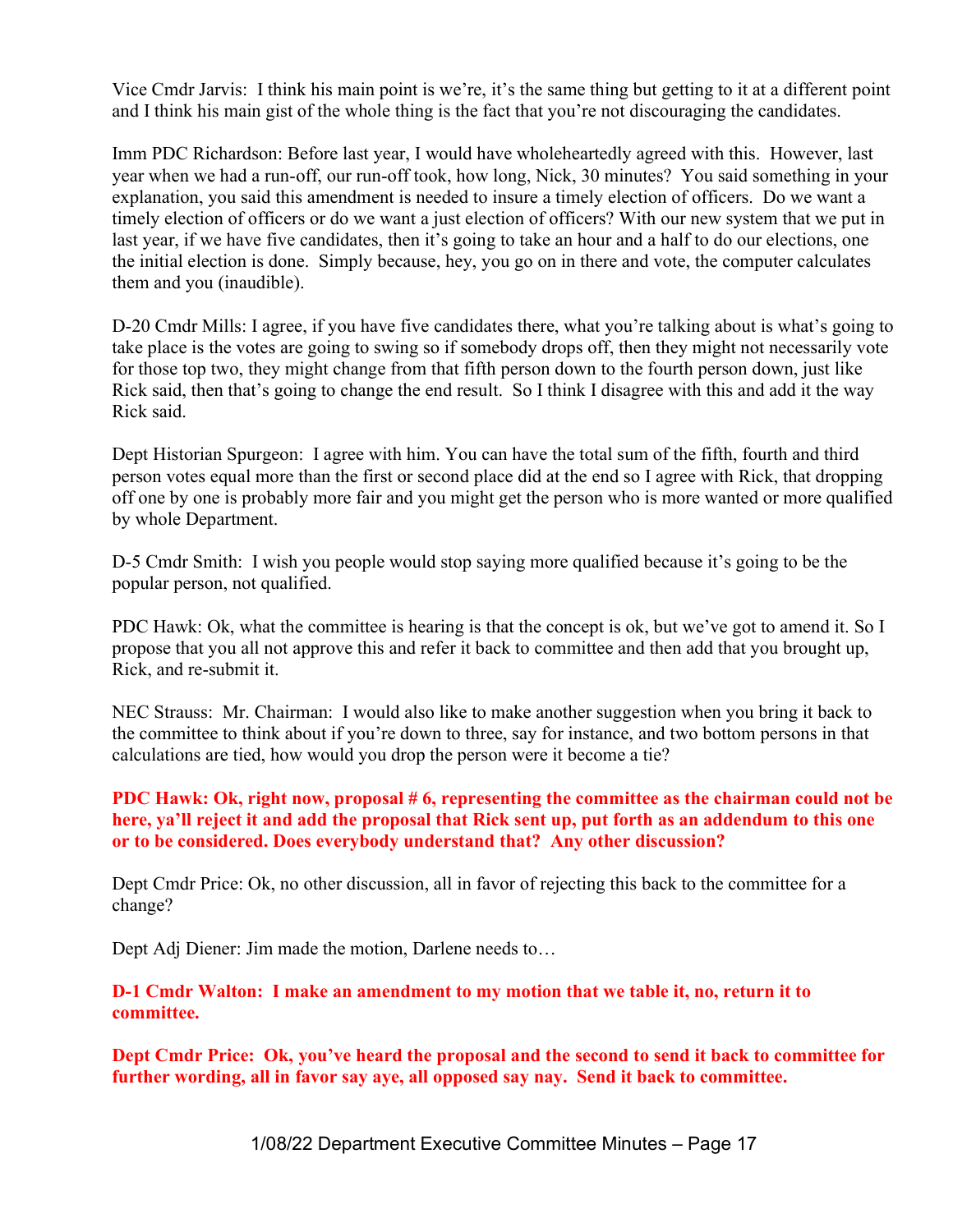Vice Cmdr Jarvis: I think his main point is we're, it's the same thing but getting to it at a different point and I think his main gist of the whole thing is the fact that you're not discouraging the candidates.

Imm PDC Richardson: Before last year, I would have wholeheartedly agreed with this. However, last year when we had a run-off, our run-off took, how long, Nick, 30 minutes? You said something in your explanation, you said this amendment is needed to insure a timely election of officers. Do we want a timely election of officers or do we want a just election of officers? With our new system that we put in last year, if we have five candidates, then it's going to take an hour and a half to do our elections, one the initial election is done. Simply because, hey, you go on in there and vote, the computer calculates them and you (inaudible).

D-20 Cmdr Mills: I agree, if you have five candidates there, what you're talking about is what's going to take place is the votes are going to swing so if somebody drops off, then they might not necessarily vote for those top two, they might change from that fifth person down to the fourth person down, just like Rick said, then that's going to change the end result. So I think I disagree with this and add it the way Rick said.

Dept Historian Spurgeon: I agree with him. You can have the total sum of the fifth, fourth and third person votes equal more than the first or second place did at the end so I agree with Rick, that dropping off one by one is probably more fair and you might get the person who is more wanted or more qualified by whole Department.

D-5 Cmdr Smith: I wish you people would stop saying more qualified because it's going to be the popular person, not qualified.

PDC Hawk: Ok, what the committee is hearing is that the concept is ok, but we've got to amend it. So I propose that you all not approve this and refer it back to committee and then add that you brought up, Rick, and re-submit it.

NEC Strauss: Mr. Chairman: I would also like to make another suggestion when you bring it back to the committee to think about if you're down to three, say for instance, and two bottom persons in that calculations are tied, how would you drop the person were it become a tie?

**PDC Hawk: Ok, right now, proposal # 6, representing the committee as the chairman could not be here, ya'll reject it and add the proposal that Rick sent up, put forth as an addendum to this one or to be considered. Does everybody understand that? Any other discussion?**

Dept Cmdr Price: Ok, no other discussion, all in favor of rejecting this back to the committee for a change?

Dept Adj Diener: Jim made the motion, Darlene needs to…

**D-1 Cmdr Walton: I make an amendment to my motion that we table it, no, return it to committee.**

**Dept Cmdr Price: Ok, you've heard the proposal and the second to send it back to committee for further wording, all in favor say aye, all opposed say nay. Send it back to committee.**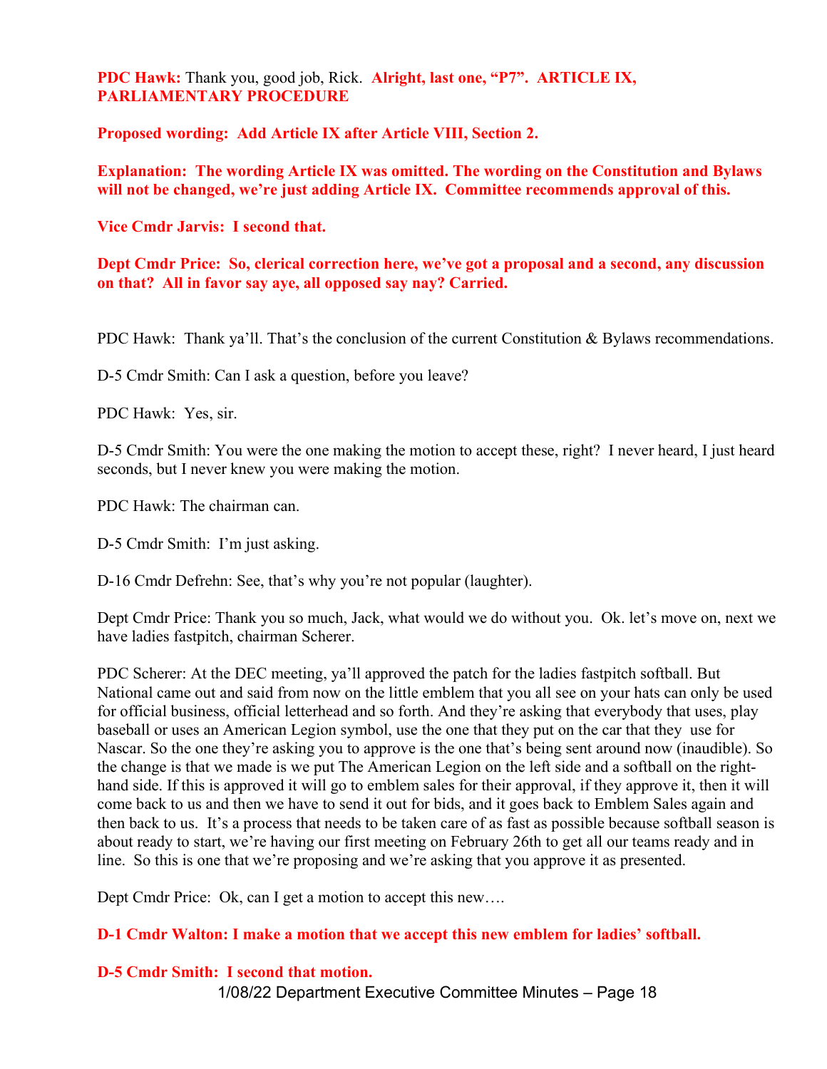**PDC Hawk:** Thank you, good job, Rick. **Alright, last one, "P7". ARTICLE IX, PARLIAMENTARY PROCEDURE**

**Proposed wording: Add Article IX after Article VIII, Section 2.**

**Explanation: The wording Article IX was omitted. The wording on the Constitution and Bylaws will not be changed, we're just adding Article IX. Committee recommends approval of this.**

**Vice Cmdr Jarvis: I second that.**

**Dept Cmdr Price: So, clerical correction here, we've got a proposal and a second, any discussion on that? All in favor say aye, all opposed say nay? Carried.**

PDC Hawk: Thank ya'll. That's the conclusion of the current Constitution & Bylaws recommendations.

D-5 Cmdr Smith: Can I ask a question, before you leave?

PDC Hawk: Yes, sir.

D-5 Cmdr Smith: You were the one making the motion to accept these, right? I never heard, I just heard seconds, but I never knew you were making the motion.

PDC Hawk: The chairman can.

D-5 Cmdr Smith: I'm just asking.

D-16 Cmdr Defrehn: See, that's why you're not popular (laughter).

Dept Cmdr Price: Thank you so much, Jack, what would we do without you. Ok. let's move on, next we have ladies fastpitch, chairman Scherer.

PDC Scherer: At the DEC meeting, ya'll approved the patch for the ladies fastpitch softball. But National came out and said from now on the little emblem that you all see on your hats can only be used for official business, official letterhead and so forth. And they're asking that everybody that uses, play baseball or uses an American Legion symbol, use the one that they put on the car that they use for Nascar. So the one they're asking you to approve is the one that's being sent around now (inaudible). So the change is that we made is we put The American Legion on the left side and a softball on the right-hand side. If this is approved it will go to emblem sales for their approval, if they approve it, then it will come back to us and then we have to send it out for bids, and it goes back to Emblem Sales again and then back to us. It's a process that needs to be taken care of as fast as possible because softball season is about ready to start, we're having our first meeting on February 26th to get all our teams ready and in line. So this is one that we're proposing and we're asking that you approve it as presented.

Dept Cmdr Price: Ok, can I get a motion to accept this new….

**D-1 Cmdr Walton: I make a motion that we accept this new emblem for ladies' softball.**

**D-5 Cmdr Smith: I second that motion.**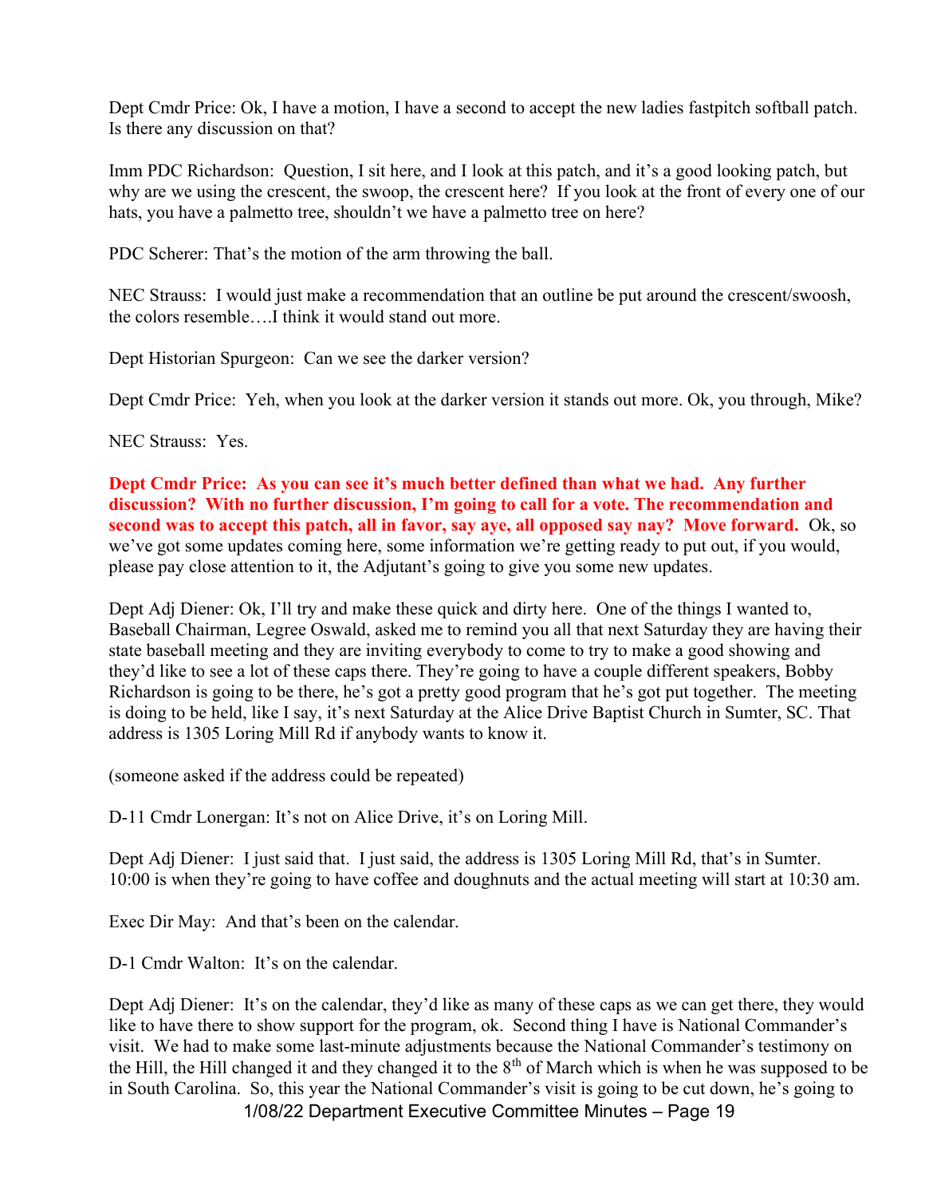Dept Cmdr Price: Ok, I have a motion, I have a second to accept the new ladies fastpitch softball patch. Is there any discussion on that?

Imm PDC Richardson: Question, I sit here, and I look at this patch, and it's a good looking patch, but why are we using the crescent, the swoop, the crescent here? If you look at the front of every one of our hats, you have a palmetto tree, shouldn't we have a palmetto tree on here?

PDC Scherer: That's the motion of the arm throwing the ball.

NEC Strauss: I would just make a recommendation that an outline be put around the crescent/swoosh, the colors resemble….I think it would stand out more.

Dept Historian Spurgeon: Can we see the darker version?

Dept Cmdr Price: Yeh, when you look at the darker version it stands out more. Ok, you through, Mike?

NEC Strauss: Yes.

**Dept Cmdr Price: As you can see it's much better defined than what we had. Any further discussion? With no further discussion, I'm going to call for a vote. The recommendation and second was to accept this patch, all in favor, say aye, all opposed say nay? Move forward.** Ok, so we've got some updates coming here, some information we're getting ready to put out, if you would, please pay close attention to it, the Adjutant's going to give you some new updates.

Dept Adj Diener: Ok, I'll try and make these quick and dirty here. One of the things I wanted to, Baseball Chairman, Legree Oswald, asked me to remind you all that next Saturday they are having their state baseball meeting and they are inviting everybody to come to try to make a good showing and they'd like to see a lot of these caps there. They're going to have a couple different speakers, Bobby Richardson is going to be there, he's got a pretty good program that he's got put together. The meeting is doing to be held, like I say, it's next Saturday at the Alice Drive Baptist Church in Sumter, SC. That address is 1305 Loring Mill Rd if anybody wants to know it.

(someone asked if the address could be repeated)

D-11 Cmdr Lonergan: It's not on Alice Drive, it's on Loring Mill.

Dept Adj Diener: I just said that. I just said, the address is 1305 Loring Mill Rd, that's in Sumter. 10:00 is when they're going to have coffee and doughnuts and the actual meeting will start at 10:30 am.

Exec Dir May: And that's been on the calendar.

D-1 Cmdr Walton: It's on the calendar.

Dept Adj Diener: It's on the calendar, they'd like as many of these caps as we can get there, they would like to have there to show support for the program, ok. Second thing I have is National Commander's visit. We had to make some last-minute adjustments because the National Commander's testimony on the Hill, the Hill changed it and they changed it to the 8th of March which is when he was supposed to be in South Carolina. So, this year the National Commander's visit is going to be cut down, he's going to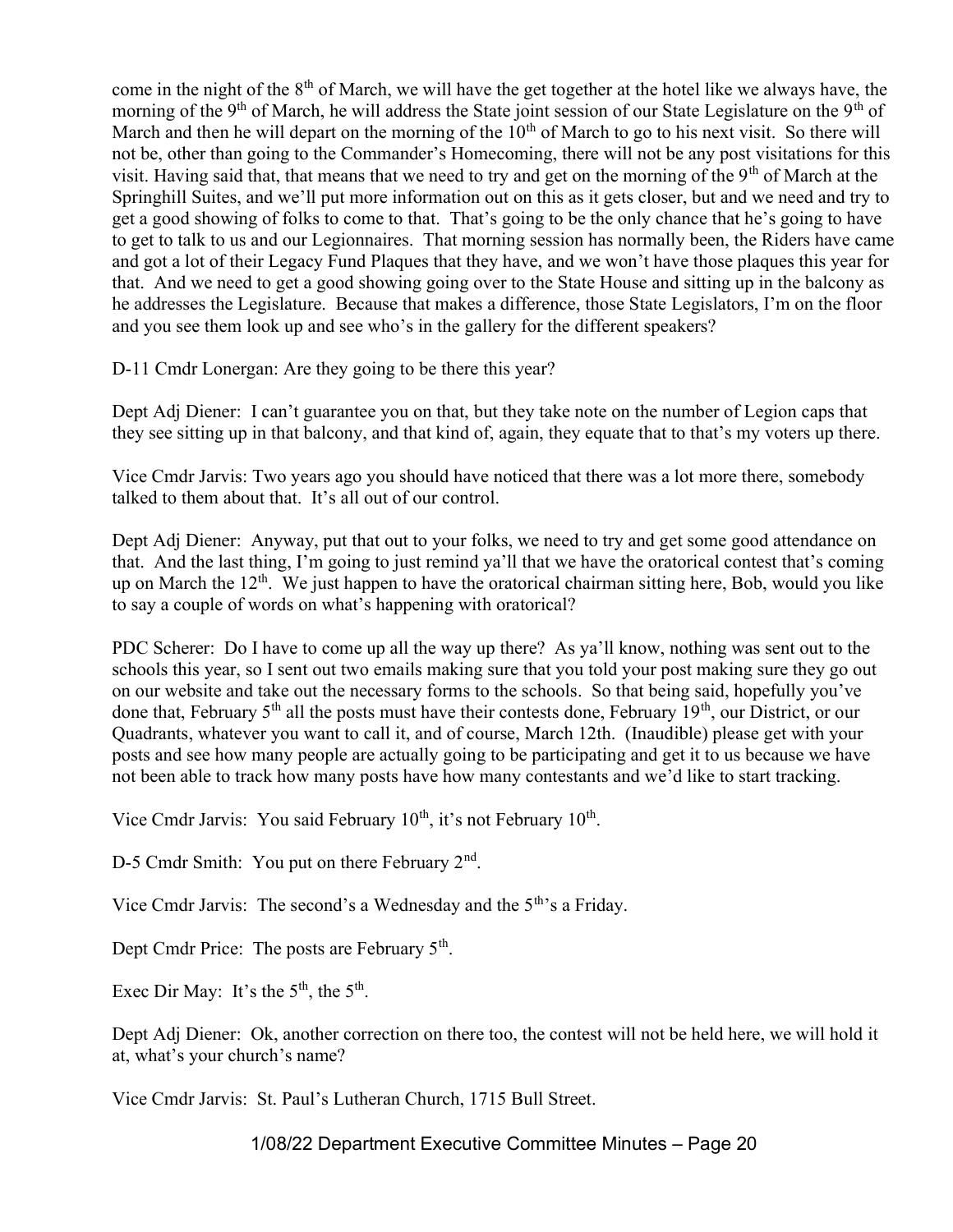come in the night of the 8th of March, we will have the get together at the hotel like we always have, the morning of the 9th of March, he will address the State joint session of our State Legislature on the 9th of March and then he will depart on the morning of the 10th of March to go to his next visit. So there will not be, other than going to the Commander's Homecoming, there will not be any post visitations for this visit. Having said that, that means that we need to try and get on the morning of the 9th of March at the Springhill Suites, and we'll put more information out on this as it gets closer, but and we need and try to get a good showing of folks to come to that. That's going to be the only chance that he's going to have to get to talk to us and our Legionnaires. That morning session has normally been, the Riders have came and got a lot of their Legacy Fund Plaques that they have, and we won't have those plaques this year for that. And we need to get a good showing going over to the State House and sitting up in the balcony as he addresses the Legislature. Because that makes a difference, those State Legislators, I'm on the floor and you see them look up and see who's in the gallery for the different speakers?

D-11 Cmdr Lonergan: Are they going to be there this year?

Dept Adj Diener: I can't guarantee you on that, but they take note on the number of Legion caps that they see sitting up in that balcony, and that kind of, again, they equate that to that's my voters up there.

Vice Cmdr Jarvis: Two years ago you should have noticed that there was a lot more there, somebody talked to them about that. It's all out of our control.

Dept Adj Diener: Anyway, put that out to your folks, we need to try and get some good attendance on that. And the last thing, I'm going to just remind ya'll that we have the oratorical contest that's coming up on March the 12th. We just happen to have the oratorical chairman sitting here, Bob, would you like to say a couple of words on what's happening with oratorical?

PDC Scherer: Do I have to come up all the way up there? As ya'll know, nothing was sent out to the schools this year, so I sent out two emails making sure that you told your post making sure they go out on our website and take out the necessary forms to the schools. So that being said, hopefully you've done that, February 5th all the posts must have their contests done, February 19th, our District, or our Quadrants, whatever you want to call it, and of course, March 12th. (Inaudible) please get with your posts and see how many people are actually going to be participating and get it to us because we have not been able to track how many posts have how many contestants and we'd like to start tracking.

Vice Cmdr Jarvis: You said February 10th, it's not February 10th.

D-5 Cmdr Smith: You put on there February 2nd.

Vice Cmdr Jarvis: The second's a Wednesday and the 5th's a Friday.

Dept Cmdr Price: The posts are February 5th.

Exec Dir May: It's the 5th, the 5th.

Dept Adj Diener: Ok, another correction on there too, the contest will not be held here, we will hold it at, what's your church's name?

Vice Cmdr Jarvis: St. Paul's Lutheran Church, 1715 Bull Street.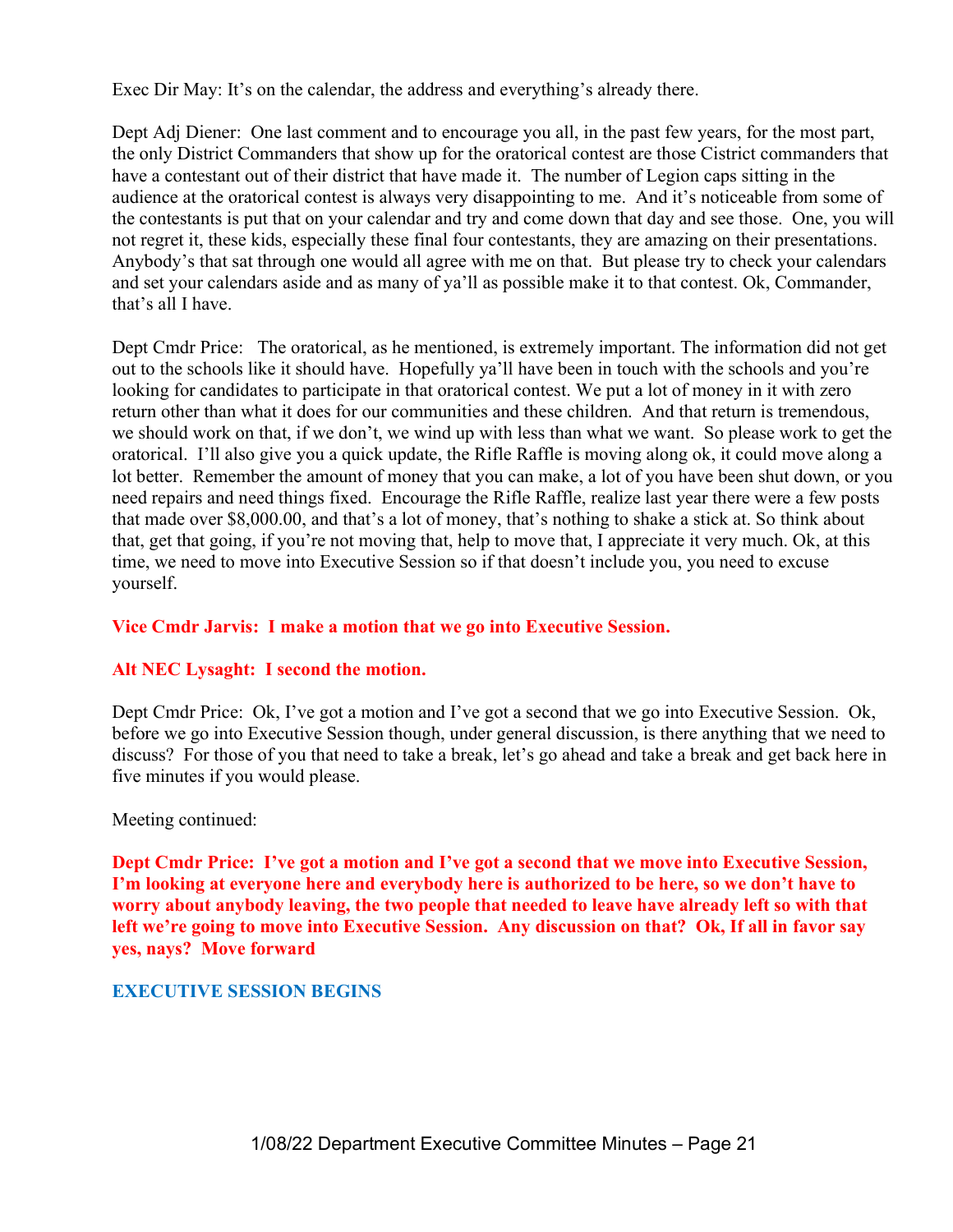Exec Dir May: It's on the calendar, the address and everything's already there.

Dept Adj Diener: One last comment and to encourage you all, in the past few years, for the most part, the only District Commanders that show up for the oratorical contest are those Cistrict commanders that have a contestant out of their district that have made it. The number of Legion caps sitting in the audience at the oratorical contest is always very disappointing to me. And it's noticeable from some of the contestants is put that on your calendar and try and come down that day and see those. One, you will not regret it, these kids, especially these final four contestants, they are amazing on their presentations. Anybody's that sat through one would all agree with me on that. But please try to check your calendars and set your calendars aside and as many of ya'll as possible make it to that contest. Ok, Commander, that's all I have.

Dept Cmdr Price: The oratorical, as he mentioned, is extremely important. The information did not get out to the schools like it should have. Hopefully ya'll have been in touch with the schools and you're looking for candidates to participate in that oratorical contest. We put a lot of money in it with zero return other than what it does for our communities and these children. And that return is tremendous, we should work on that, if we don't, we wind up with less than what we want. So please work to get the oratorical. I'll also give you a quick update, the Rifle Raffle is moving along ok, it could move along a lot better. Remember the amount of money that you can make, a lot of you have been shut down, or you need repairs and need things fixed. Encourage the Rifle Raffle, realize last year there were a few posts that made over $8,000.00, and that's a lot of money, that's nothing to shake a stick at. So think about that, get that going, if you're not moving that, help to move that, I appreciate it very much. Ok, at this time, we need to move into Executive Session so if that doesn't include you, you need to excuse yourself.

**Vice Cmdr Jarvis: I make a motion that we go into Executive Session.**

**Alt NEC Lysaght: I second the motion.**

Dept Cmdr Price: Ok, I've got a motion and I've got a second that we go into Executive Session. Ok, before we go into Executive Session though, under general discussion, is there anything that we need to discuss? For those of you that need to take a break, let's go ahead and take a break and get back here in five minutes if you would please.

Meeting continued:

**Dept Cmdr Price: I've got a motion and I've got a second that we move into Executive Session, I'm looking at everyone here and everybody here is authorized to be here, so we don't have to worry about anybody leaving, the two people that needed to leave have already left so with that left we're going to move into Executive Session. Any discussion on that? Ok, If all in favor say yes, nays? Move forward**

**EXECUTIVE SESSION BEGINS**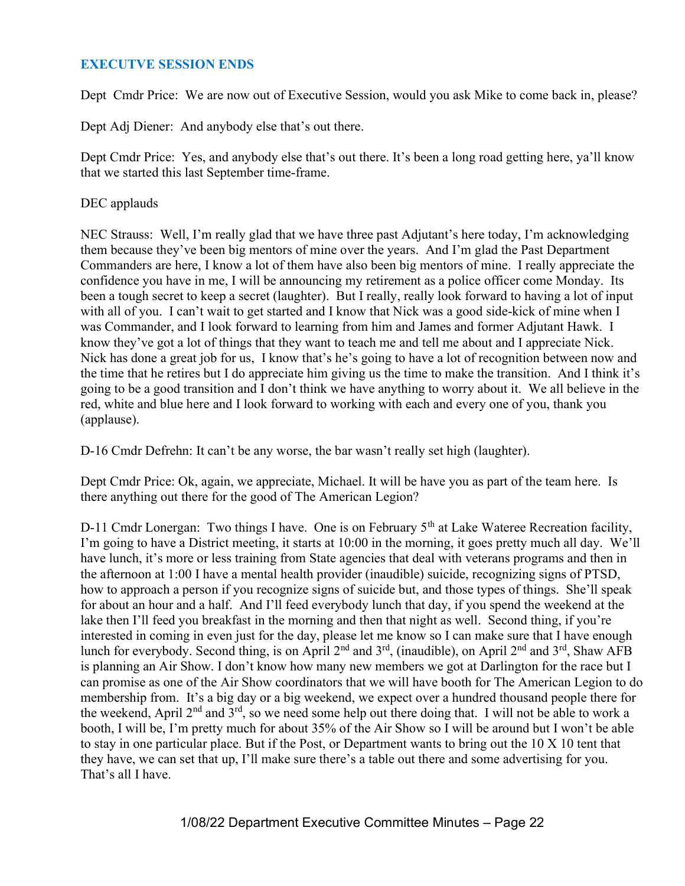## EXECUTVE SESSION ENDS

Dept Cmdr Price: We are now out of Executive Session, would you ask Mike to come back in, please?

Dept Adj Diener: And anybody else that's out there.

Dept Cmdr Price: Yes, and anybody else that's out there. It's been a long road getting here, ya'll know that we started this last September time-frame.

DEC applauds

NEC Strauss: Well, I'm really glad that we have three past Adjutant's here today, I'm acknowledging them because they've been big mentors of mine over the years. And I'm glad the Past Department Commanders are here, I know a lot of them have also been big mentors of mine. I really appreciate the confidence you have in me, I will be announcing my retirement as a police officer come Monday. Its been a tough secret to keep a secret (laughter). But I really, really look forward to having a lot of input with all of you. I can't wait to get started and I know that Nick was a good side-kick of mine when I was Commander, and I look forward to learning from him and James and former Adjutant Hawk. I know they've got a lot of things that they want to teach me and tell me about and I appreciate Nick. Nick has done a great job for us, I know that's he's going to have a lot of recognition between now and the time that he retires but I do appreciate him giving us the time to make the transition. And I think it's going to be a good transition and I don't think we have anything to worry about it. We all believe in the red, white and blue here and I look forward to working with each and every one of you, thank you (applause).

D-16 Cmdr Defrehn: It can't be any worse, the bar wasn't really set high (laughter).

Dept Cmdr Price: Ok, again, we appreciate, Michael. It will be have you as part of the team here. Is there anything out there for the good of The American Legion?

D-11 Cmdr Lonergan: Two things I have. One is on February 5th at Lake Wateree Recreation facility, I'm going to have a District meeting, it starts at 10:00 in the morning, it goes pretty much all day. We'll have lunch, it's more or less training from State agencies that deal with veterans programs and then in the afternoon at 1:00 I have a mental health provider (inaudible) suicide, recognizing signs of PTSD, how to approach a person if you recognize signs of suicide but, and those types of things. She'll speak for about an hour and a half. And I'll feed everybody lunch that day, if you spend the weekend at the lake then I'll feed you breakfast in the morning and then that night as well. Second thing, if you're interested in coming in even just for the day, please let me know so I can make sure that I have enough lunch for everybody. Second thing, is on April 2nd and 3rd, (inaudible), on April 2nd and 3rd, Shaw AFB is planning an Air Show. I don't know how many new members we got at Darlington for the race but I can promise as one of the Air Show coordinators that we will have booth for The American Legion to do membership from. It's a big day or a big weekend, we expect over a hundred thousand people there for the weekend, April 2nd and 3rd, so we need some help out there doing that. I will not be able to work a booth, I will be, I'm pretty much for about 35% of the Air Show so I will be around but I won't be able to stay in one particular place. But if the Post, or Department wants to bring out the 10 X 10 tent that they have, we can set that up, I'll make sure there's a table out there and some advertising for you. That's all I have.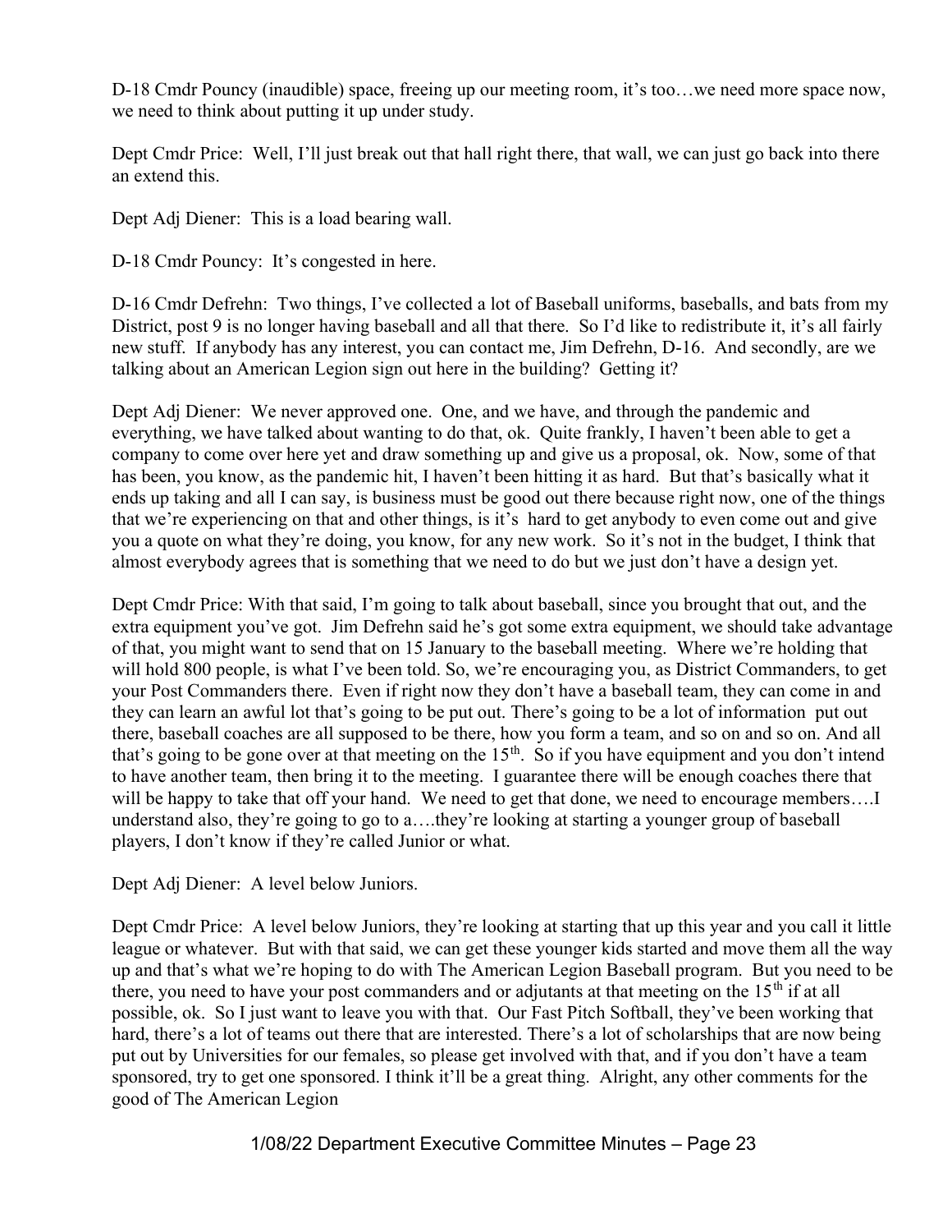D-18 Cmdr Pouncy (inaudible) space, freeing up our meeting room, it's too…we need more space now, we need to think about putting it up under study.

Dept Cmdr Price: Well, I'll just break out that hall right there, that wall, we can just go back into there an extend this.

Dept Adj Diener: This is a load bearing wall.

D-18 Cmdr Pouncy: It's congested in here.

D-16 Cmdr Defrehn: Two things, I've collected a lot of Baseball uniforms, baseballs, and bats from my District, post 9 is no longer having baseball and all that there. So I'd like to redistribute it, it's all fairly new stuff. If anybody has any interest, you can contact me, Jim Defrehn, D-16. And secondly, are we talking about an American Legion sign out here in the building? Getting it?

Dept Adj Diener: We never approved one. One, and we have, and through the pandemic and everything, we have talked about wanting to do that, ok. Quite frankly, I haven't been able to get a company to come over here yet and draw something up and give us a proposal, ok. Now, some of that has been, you know, as the pandemic hit, I haven't been hitting it as hard. But that's basically what it ends up taking and all I can say, is business must be good out there because right now, one of the things that we're experiencing on that and other things, is it's hard to get anybody to even come out and give you a quote on what they're doing, you know, for any new work. So it's not in the budget, I think that almost everybody agrees that is something that we need to do but we just don't have a design yet.

Dept Cmdr Price: With that said, I'm going to talk about baseball, since you brought that out, and the extra equipment you've got. Jim Defrehn said he's got some extra equipment, we should take advantage of that, you might want to send that on 15 January to the baseball meeting. Where we're holding that will hold 800 people, is what I've been told. So, we're encouraging you, as District Commanders, to get your Post Commanders there. Even if right now they don't have a baseball team, they can come in and they can learn an awful lot that's going to be put out. There's going to be a lot of information put out there, baseball coaches are all supposed to be there, how you form a team, and so on and so on. And all that's going to be gone over at that meeting on the 15th. So if you have equipment and you don't intend to have another team, then bring it to the meeting. I guarantee there will be enough coaches there that will be happy to take that off your hand. We need to get that done, we need to encourage members….I understand also, they're going to go to a….they're looking at starting a younger group of baseball players, I don't know if they're called Junior or what.

Dept Adj Diener: A level below Juniors.

Dept Cmdr Price: A level below Juniors, they're looking at starting that up this year and you call it little league or whatever. But with that said, we can get these younger kids started and move them all the way up and that's what we're hoping to do with The American Legion Baseball program. But you need to be there, you need to have your post commanders and or adjutants at that meeting on the 15th if at all possible, ok. So I just want to leave you with that. Our Fast Pitch Softball, they've been working that hard, there's a lot of teams out there that are interested. There's a lot of scholarships that are now being put out by Universities for our females, so please get involved with that, and if you don't have a team sponsored, try to get one sponsored. I think it'll be a great thing. Alright, any other comments for the good of The American Legion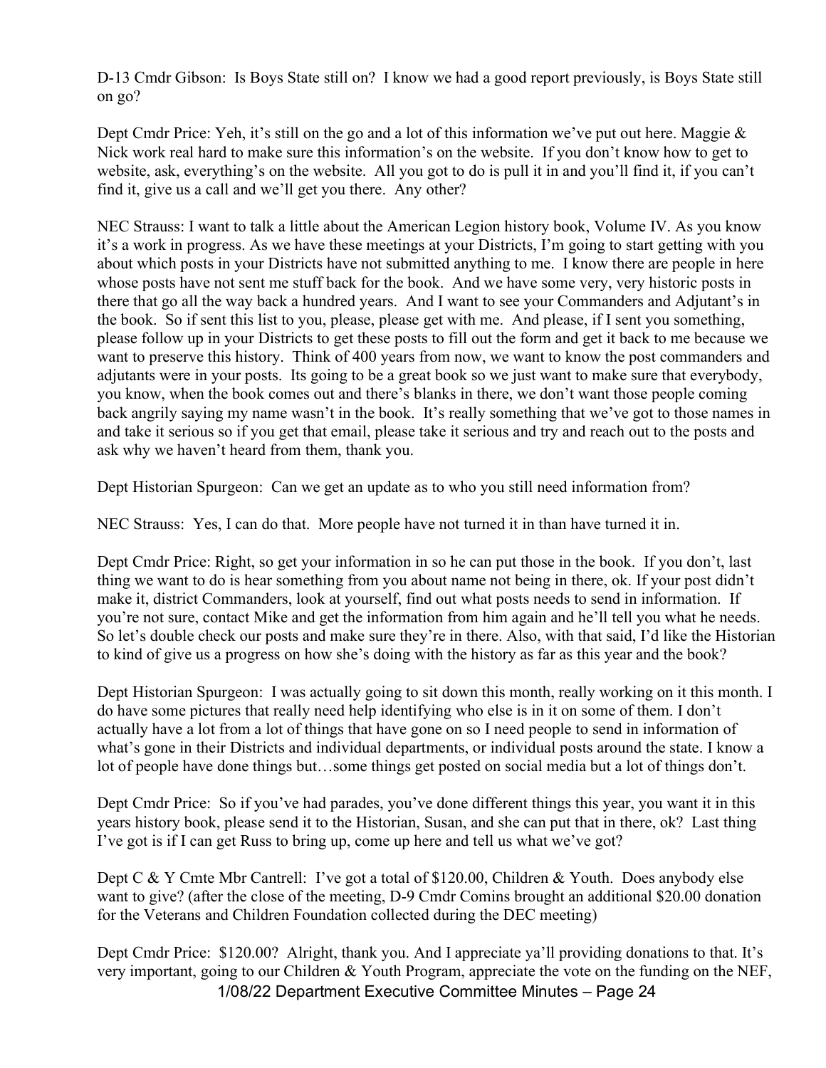D-13 Cmdr Gibson: Is Boys State still on? I know we had a good report previously, is Boys State still on go?

Dept Cmdr Price: Yeh, it's still on the go and a lot of this information we've put out here. Maggie & Nick work real hard to make sure this information's on the website. If you don't know how to get to website, ask, everything's on the website. All you got to do is pull it in and you'll find it, if you can't find it, give us a call and we'll get you there. Any other?

NEC Strauss: I want to talk a little about the American Legion history book, Volume IV. As you know it's a work in progress. As we have these meetings at your Districts, I'm going to start getting with you about which posts in your Districts have not submitted anything to me. I know there are people in here whose posts have not sent me stuff back for the book. And we have some very, very historic posts in there that go all the way back a hundred years. And I want to see your Commanders and Adjutant's in the book. So if sent this list to you, please, please get with me. And please, if I sent you something, please follow up in your Districts to get these posts to fill out the form and get it back to me because we want to preserve this history. Think of 400 years from now, we want to know the post commanders and adjutants were in your posts. Its going to be a great book so we just want to make sure that everybody, you know, when the book comes out and there's blanks in there, we don't want those people coming back angrily saying my name wasn't in the book. It's really something that we've got to those names in and take it serious so if you get that email, please take it serious and try and reach out to the posts and ask why we haven't heard from them, thank you.

Dept Historian Spurgeon: Can we get an update as to who you still need information from?

NEC Strauss: Yes, I can do that. More people have not turned it in than have turned it in.

Dept Cmdr Price: Right, so get your information in so he can put those in the book. If you don't, last thing we want to do is hear something from you about name not being in there, ok. If your post didn't make it, district Commanders, look at yourself, find out what posts needs to send in information. If you're not sure, contact Mike and get the information from him again and he'll tell you what he needs. So let's double check our posts and make sure they're in there. Also, with that said, I'd like the Historian to kind of give us a progress on how she's doing with the history as far as this year and the book?

Dept Historian Spurgeon: I was actually going to sit down this month, really working on it this month. I do have some pictures that really need help identifying who else is in it on some of them. I don't actually have a lot from a lot of things that have gone on so I need people to send in information of what's gone in their Districts and individual departments, or individual posts around the state. I know a lot of people have done things but…some things get posted on social media but a lot of things don't.

Dept Cmdr Price: So if you've had parades, you've done different things this year, you want it in this years history book, please send it to the Historian, Susan, and she can put that in there, ok? Last thing I've got is if I can get Russ to bring up, come up here and tell us what we've got?

Dept C & Y Cmte Mbr Cantrell: I've got a total of $120.00, Children & Youth. Does anybody else want to give? (after the close of the meeting, D-9 Cmdr Comins brought an additional $20.00 donation for the Veterans and Children Foundation collected during the DEC meeting)

Dept Cmdr Price: $120.00? Alright, thank you. And I appreciate ya'll providing donations to that. It's very important, going to our Children & Youth Program, appreciate the vote on the funding on the NEF,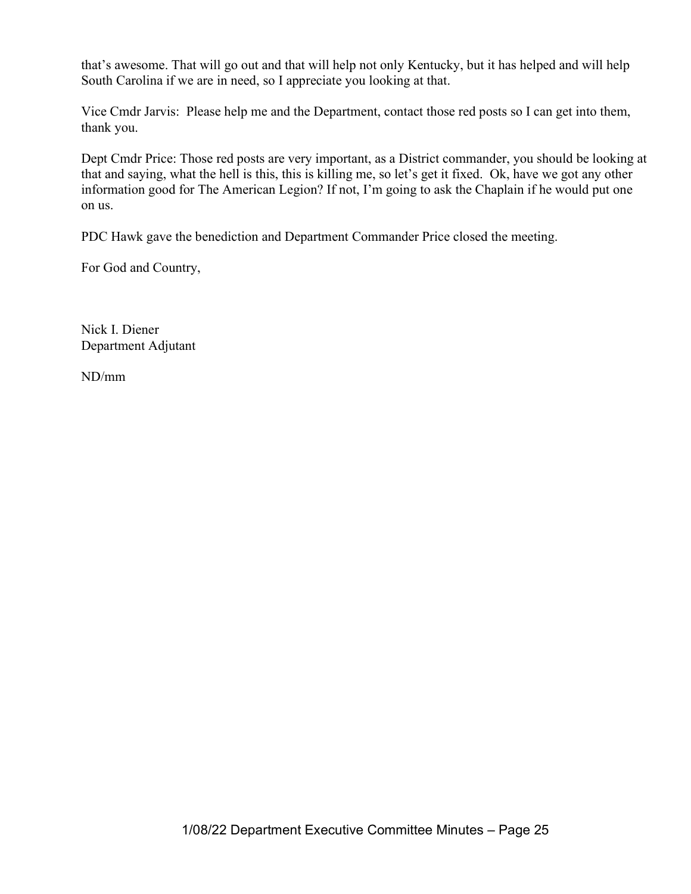that's awesome. That will go out and that will help not only Kentucky, but it has helped and will help South Carolina if we are in need, so I appreciate you looking at that.

Vice Cmdr Jarvis: Please help me and the Department, contact those red posts so I can get into them, thank you.

Dept Cmdr Price: Those red posts are very important, as a District commander, you should be looking at that and saying, what the hell is this, this is killing me, so let's get it fixed. Ok, have we got any other information good for The American Legion? If not, I'm going to ask the Chaplain if he would put one on us.

PDC Hawk gave the benediction and Department Commander Price closed the meeting.

For God and Country,

Nick I. Diener
Department Adjutant

ND/mm